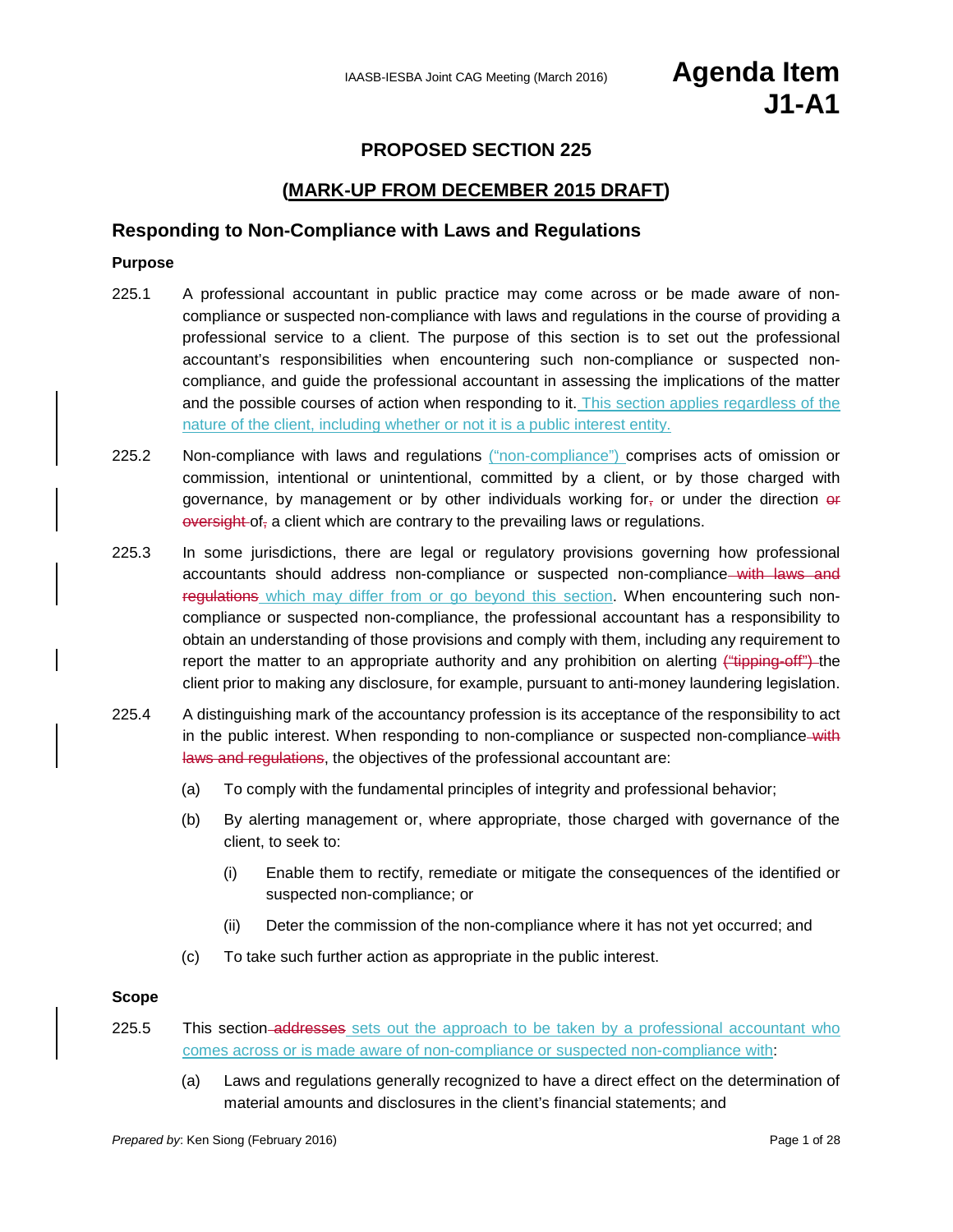# PROPOSED SECTION 225

## (MARK-UP FROM DECEMBER 2015 DRAFT)

## Responding to Non-Compliance with Laws and Regulations

### Purpose

225.1 A professional accountant in public practice may come across or be made aware of non-compliance or suspected non-compliance with laws and regulations in the course of providing a professional service to a client. The purpose of this section is to set out the professional accountant's responsibilities when encountering such non-compliance or suspected non-compliance, and guide the professional accountant in assessing the implications of the matter and the possible courses of action when responding to it. <u>This section applies regardless of the nature of the client, including whether or not it is a public interest entity.</u>

225.2 Non-compliance with laws and regulations <u>("non-compliance")</u> comprises acts of omission or commission, intentional or unintentional, committed by a client, or by those charged with governance, by management or by other individuals working for~~,~~ or under the direction ~~or oversight~~ of~~,~~ a client which are contrary to the prevailing laws or regulations.

225.3 In some jurisdictions, there are legal or regulatory provisions governing how professional accountants should address non-compliance or suspected non-compliance ~~with laws and regulations~~ <u>which may differ from or go beyond this section</u>. When encountering such non-compliance or suspected non-compliance, the professional accountant has a responsibility to obtain an understanding of those provisions and comply with them, including any requirement to report the matter to an appropriate authority and any prohibition on alerting ~~("tipping-off")~~ the client prior to making any disclosure, for example, pursuant to anti-money laundering legislation.

225.4 A distinguishing mark of the accountancy profession is its acceptance of the responsibility to act in the public interest. When responding to non-compliance or suspected non-compliance ~~with laws and regulations~~, the objectives of the professional accountant are:

(a) To comply with the fundamental principles of integrity and professional behavior;

(b) By alerting management or, where appropriate, those charged with governance of the client, to seek to:

(i) Enable them to rectify, remediate or mitigate the consequences of the identified or suspected non-compliance; or

(ii) Deter the commission of the non-compliance where it has not yet occurred; and

(c) To take such further action as appropriate in the public interest.

### Scope

225.5 This section ~~addresses~~ <u>sets out the approach to be taken by a professional accountant who comes across or is made aware of non-compliance or suspected non-compliance with</u>:

(a) Laws and regulations generally recognized to have a direct effect on the determination of material amounts and disclosures in the client's financial statements; and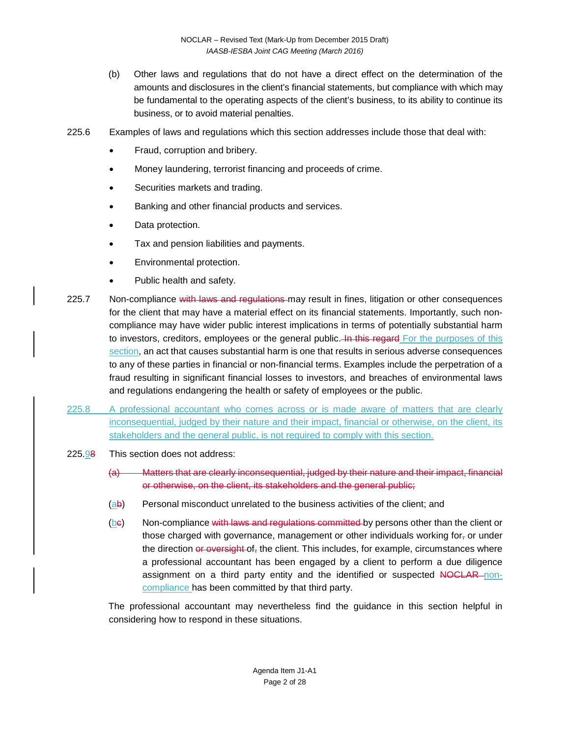(b) Other laws and regulations that do not have a direct effect on the determination of the amounts and disclosures in the client's financial statements, but compliance with which may be fundamental to the operating aspects of the client's business, to its ability to continue its business, or to avoid material penalties.

225.6 Examples of laws and regulations which this section addresses include those that deal with:

- Fraud, corruption and bribery.
- Money laundering, terrorist financing and proceeds of crime.
- Securities markets and trading.
- Banking and other financial products and services.
- Data protection.
- Tax and pension liabilities and payments.
- Environmental protection.
- Public health and safety.

225.7 Non-compliance ~~with laws and regulations~~ may result in fines, litigation or other consequences for the client that may have a material effect on its financial statements. Importantly, such non-compliance may have wider public interest implications in terms of potentially substantial harm to investors, creditors, employees or the general public. ~~In this regard~~ For the purposes of this section, an act that causes substantial harm is one that results in serious adverse consequences to any of these parties in financial or non-financial terms. Examples include the perpetration of a fraud resulting in significant financial losses to investors, and breaches of environmental laws and regulations endangering the health or safety of employees or the public.

225.8 A professional accountant who comes across or is made aware of matters that are clearly inconsequential, judged by their nature and their impact, financial or otherwise, on the client, its stakeholders and the general public, is not required to comply with this section.

225.9~~8~~ This section does not address:

~~(a) Matters that are clearly inconsequential, judged by their nature and their impact, financial or otherwise, on the client, its stakeholders and the general public;~~

(a~~b~~) Personal misconduct unrelated to the business activities of the client; and

(b~~c~~) Non-compliance ~~with laws and regulations committed~~ by persons other than the client or those charged with governance, management or other individuals working for~~,~~ or under the direction ~~or oversight~~ of~~,~~ the client. This includes, for example, circumstances where a professional accountant has been engaged by a client to perform a due diligence assignment on a third party entity and the identified or suspected ~~NOCLAR~~ non-compliance has been committed by that third party.

The professional accountant may nevertheless find the guidance in this section helpful in considering how to respond in these situations.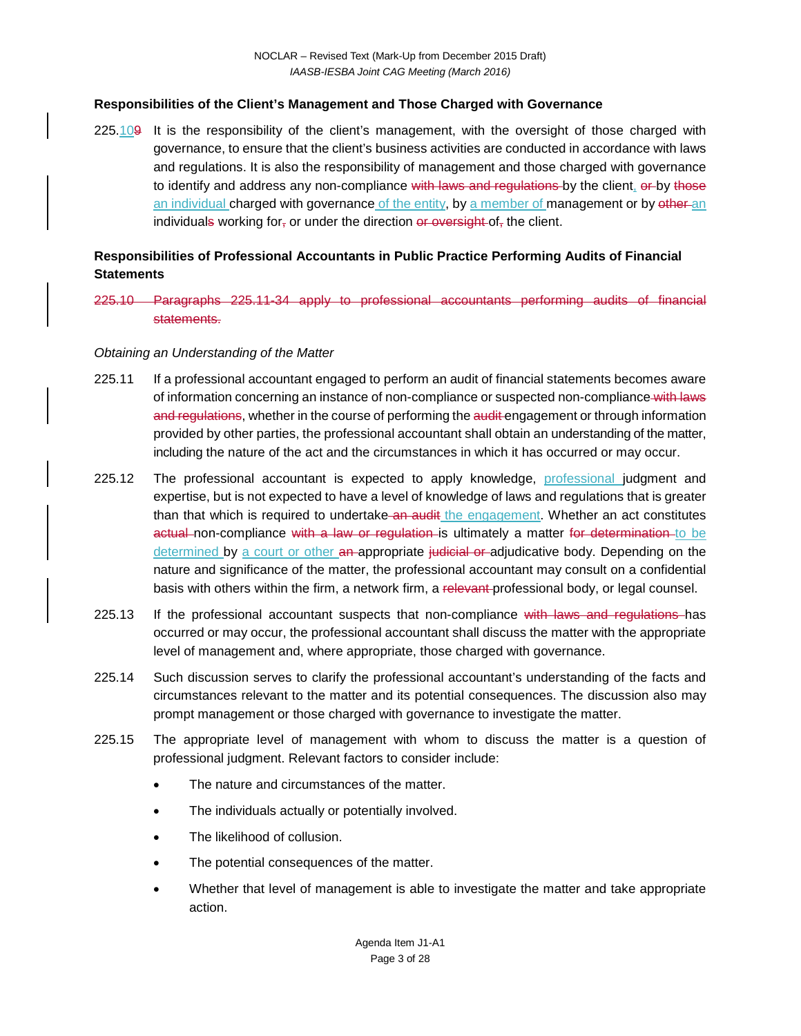**Responsibilities of the Client's Management and Those Charged with Governance**

225.~~9~~10 It is the responsibility of the client's management, with the oversight of those charged with governance, to ensure that the client's business activities are conducted in accordance with laws and regulations. It is also the responsibility of management and those charged with governance to identify and address any non-compliance ~~with laws and regulations~~ by the client, ~~or~~ by ~~those~~ an individual charged with governance of the entity, by a member of management or by ~~other~~ an individual~~s~~ working for~~,~~ or under the direction ~~or oversight~~ of~~,~~ the client.

**Responsibilities of Professional Accountants in Public Practice Performing Audits of Financial Statements**

~~225.10 Paragraphs 225.11-34 apply to professional accountants performing audits of financial statements.~~

*Obtaining an Understanding of the Matter*

225.11 If a professional accountant engaged to perform an audit of financial statements becomes aware of information concerning an instance of non-compliance or suspected non-compliance ~~with laws and regulations~~, whether in the course of performing the ~~audit~~ engagement or through information provided by other parties, the professional accountant shall obtain an understanding of the matter, including the nature of the act and the circumstances in which it has occurred or may occur.

225.12 The professional accountant is expected to apply knowledge, professional judgment and expertise, but is not expected to have a level of knowledge of laws and regulations that is greater than that which is required to undertake ~~an audit~~ the engagement. Whether an act constitutes ~~actual~~ non-compliance ~~with a law or regulation~~ is ultimately a matter ~~for determination~~ to be determined by a court or other ~~an~~ appropriate ~~judicial or~~ adjudicative body. Depending on the nature and significance of the matter, the professional accountant may consult on a confidential basis with others within the firm, a network firm, a ~~relevant~~ professional body, or legal counsel.

225.13 If the professional accountant suspects that non-compliance ~~with laws and regulations~~ has occurred or may occur, the professional accountant shall discuss the matter with the appropriate level of management and, where appropriate, those charged with governance.

225.14 Such discussion serves to clarify the professional accountant's understanding of the facts and circumstances relevant to the matter and its potential consequences. The discussion also may prompt management or those charged with governance to investigate the matter.

225.15 The appropriate level of management with whom to discuss the matter is a question of professional judgment. Relevant factors to consider include:

- The nature and circumstances of the matter.
- The individuals actually or potentially involved.
- The likelihood of collusion.
- The potential consequences of the matter.
- Whether that level of management is able to investigate the matter and take appropriate action.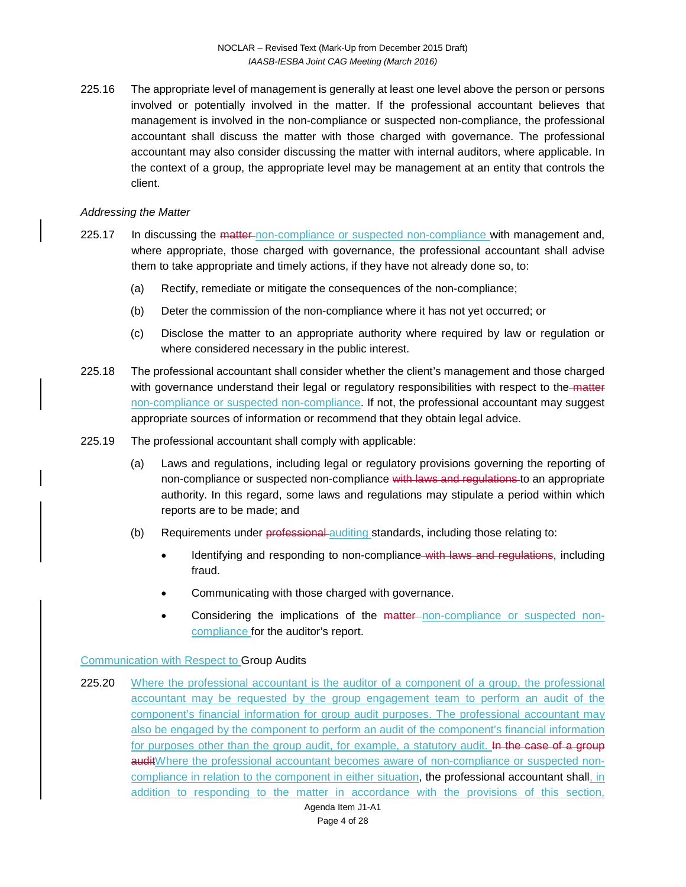225.16 The appropriate level of management is generally at least one level above the person or persons involved or potentially involved in the matter. If the professional accountant believes that management is involved in the non-compliance or suspected non-compliance, the professional accountant shall discuss the matter with those charged with governance. The professional accountant may also consider discussing the matter with internal auditors, where applicable. In the context of a group, the appropriate level may be management at an entity that controls the client.

*Addressing the Matter*

225.17 In discussing the ~~matter~~ non-compliance or suspected non-compliance with management and, where appropriate, those charged with governance, the professional accountant shall advise them to take appropriate and timely actions, if they have not already done so, to:

(a) Rectify, remediate or mitigate the consequences of the non-compliance;

(b) Deter the commission of the non-compliance where it has not yet occurred; or

(c) Disclose the matter to an appropriate authority where required by law or regulation or where considered necessary in the public interest.

225.18 The professional accountant shall consider whether the client's management and those charged with governance understand their legal or regulatory responsibilities with respect to the ~~matter~~ non-compliance or suspected non-compliance. If not, the professional accountant may suggest appropriate sources of information or recommend that they obtain legal advice.

225.19 The professional accountant shall comply with applicable:

(a) Laws and regulations, including legal or regulatory provisions governing the reporting of non-compliance or suspected non-compliance ~~with laws and regulations~~ to an appropriate authority. In this regard, some laws and regulations may stipulate a period within which reports are to be made; and

(b) Requirements under ~~professional~~ auditing standards, including those relating to:

- Identifying and responding to non-compliance ~~with laws and regulations~~, including fraud.
- Communicating with those charged with governance.
- Considering the implications of the ~~matter~~ non-compliance or suspected non-compliance for the auditor's report.

Communication with Respect to Group Audits

225.20 Where the professional accountant is the auditor of a component of a group, the professional accountant may be requested by the group engagement team to perform an audit of the component's financial information for group audit purposes. The professional accountant may also be engaged by the component to perform an audit of the component's financial information for purposes other than the group audit, for example, a statutory audit. ~~In the case of a group audit~~Where the professional accountant becomes aware of non-compliance or suspected non-compliance in relation to the component in either situation, the professional accountant shall, in addition to responding to the matter in accordance with the provisions of this section,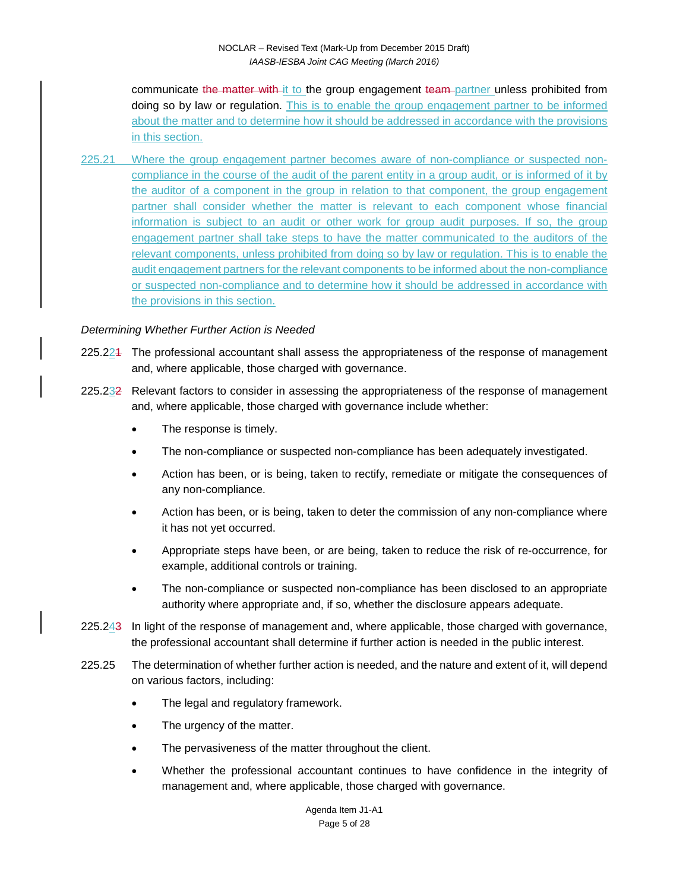communicate ~~the matter with~~ it to the group engagement ~~team~~ partner unless prohibited from doing so by law or regulation. This is to enable the group engagement partner to be informed about the matter and to determine how it should be addressed in accordance with the provisions in this section.

225.21 Where the group engagement partner becomes aware of non-compliance or suspected non-compliance in the course of the audit of the parent entity in a group audit, or is informed of it by the auditor of a component in the group in relation to that component, the group engagement partner shall consider whether the matter is relevant to each component whose financial information is subject to an audit or other work for group audit purposes. If so, the group engagement partner shall take steps to have the matter communicated to the auditors of the relevant components, unless prohibited from doing so by law or regulation. This is to enable the audit engagement partners for the relevant components to be informed about the non-compliance or suspected non-compliance and to determine how it should be addressed in accordance with the provisions in this section.

*Determining Whether Further Action is Needed*

225.2~~1~~2 The professional accountant shall assess the appropriateness of the response of management and, where applicable, those charged with governance.

225.2~~2~~3 Relevant factors to consider in assessing the appropriateness of the response of management and, where applicable, those charged with governance include whether:

- The response is timely.
- The non-compliance or suspected non-compliance has been adequately investigated.
- Action has been, or is being, taken to rectify, remediate or mitigate the consequences of any non-compliance.
- Action has been, or is being, taken to deter the commission of any non-compliance where it has not yet occurred.
- Appropriate steps have been, or are being, taken to reduce the risk of re-occurrence, for example, additional controls or training.
- The non-compliance or suspected non-compliance has been disclosed to an appropriate authority where appropriate and, if so, whether the disclosure appears adequate.

225.2~~3~~4 In light of the response of management and, where applicable, those charged with governance, the professional accountant shall determine if further action is needed in the public interest.

225.25 The determination of whether further action is needed, and the nature and extent of it, will depend on various factors, including:

- The legal and regulatory framework.
- The urgency of the matter.
- The pervasiveness of the matter throughout the client.
- Whether the professional accountant continues to have confidence in the integrity of management and, where applicable, those charged with governance.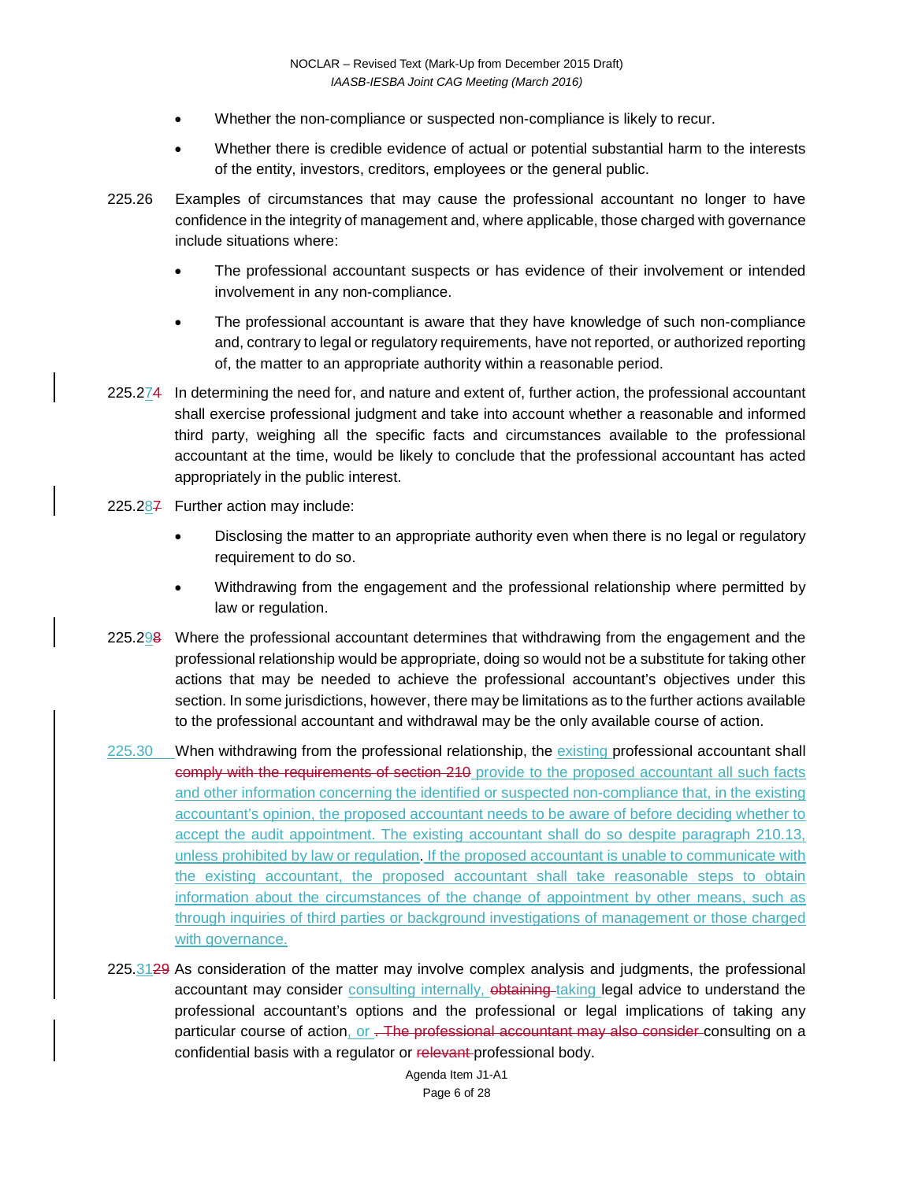- Whether the non-compliance or suspected non-compliance is likely to recur.
- Whether there is credible evidence of actual or potential substantial harm to the interests of the entity, investors, creditors, employees or the general public.

225.26 Examples of circumstances that may cause the professional accountant no longer to have confidence in the integrity of management and, where applicable, those charged with governance include situations where:

- The professional accountant suspects or has evidence of their involvement or intended involvement in any non-compliance.
- The professional accountant is aware that they have knowledge of such non-compliance and, contrary to legal or regulatory requirements, have not reported, or authorized reporting of, the matter to an appropriate authority within a reasonable period.

225.27~~4~~ In determining the need for, and nature and extent of, further action, the professional accountant shall exercise professional judgment and take into account whether a reasonable and informed third party, weighing all the specific facts and circumstances available to the professional accountant at the time, would be likely to conclude that the professional accountant has acted appropriately in the public interest.

225.28~~7~~ Further action may include:

- Disclosing the matter to an appropriate authority even when there is no legal or regulatory requirement to do so.
- Withdrawing from the engagement and the professional relationship where permitted by law or regulation.

225.29~~8~~ Where the professional accountant determines that withdrawing from the engagement and the professional relationship would be appropriate, doing so would not be a substitute for taking other actions that may be needed to achieve the professional accountant's objectives under this section. In some jurisdictions, however, there may be limitations as to the further actions available to the professional accountant and withdrawal may be the only available course of action.

225.30 When withdrawing from the professional relationship, the existing professional accountant shall ~~comply with the requirements of section 210~~ provide to the proposed accountant all such facts and other information concerning the identified or suspected non-compliance that, in the existing accountant's opinion, the proposed accountant needs to be aware of before deciding whether to accept the audit appointment. The existing accountant shall do so despite paragraph 210.13, unless prohibited by law or regulation. If the proposed accountant is unable to communicate with the existing accountant, the proposed accountant shall take reasonable steps to obtain information about the circumstances of the change of appointment by other means, such as through inquiries of third parties or background investigations of management or those charged with governance.

225.31~~29~~ As consideration of the matter may involve complex analysis and judgments, the professional accountant may consider consulting internally, ~~obtaining~~ taking legal advice to understand the professional accountant's options and the professional or legal implications of taking any particular course of action, or ~~. The professional accountant may also consider~~ consulting on a confidential basis with a regulator or ~~relevant~~ professional body.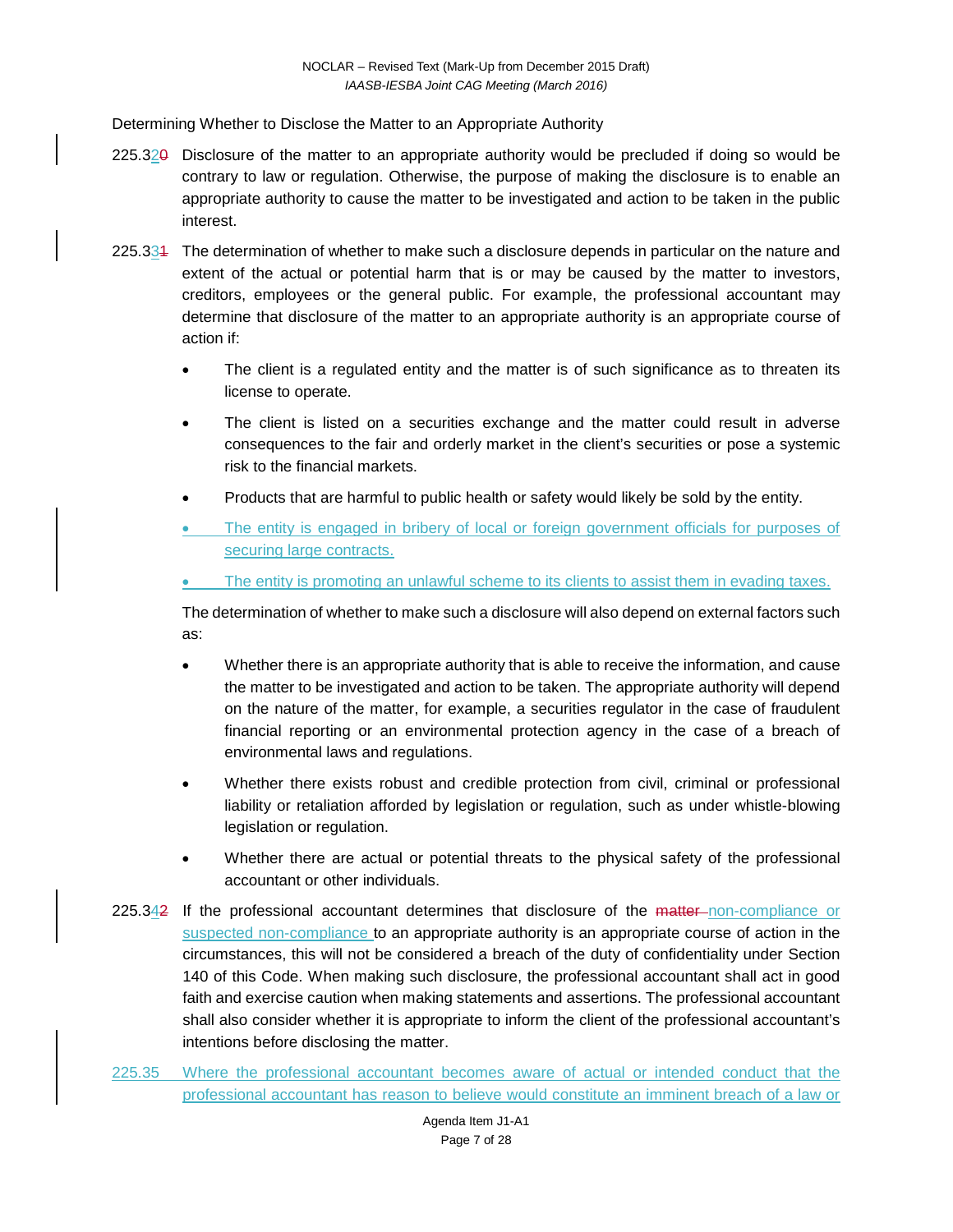Determining Whether to Disclose the Matter to an Appropriate Authority

225.32~~0~~ Disclosure of the matter to an appropriate authority would be precluded if doing so would be contrary to law or regulation. Otherwise, the purpose of making the disclosure is to enable an appropriate authority to cause the matter to be investigated and action to be taken in the public interest.

225.33~~1~~ The determination of whether to make such a disclosure depends in particular on the nature and extent of the actual or potential harm that is or may be caused by the matter to investors, creditors, employees or the general public. For example, the professional accountant may determine that disclosure of the matter to an appropriate authority is an appropriate course of action if:

- The client is a regulated entity and the matter is of such significance as to threaten its license to operate.
- The client is listed on a securities exchange and the matter could result in adverse consequences to the fair and orderly market in the client's securities or pose a systemic risk to the financial markets.
- Products that are harmful to public health or safety would likely be sold by the entity.
- The entity is engaged in bribery of local or foreign government officials for purposes of securing large contracts.
- The entity is promoting an unlawful scheme to its clients to assist them in evading taxes.

The determination of whether to make such a disclosure will also depend on external factors such as:

- Whether there is an appropriate authority that is able to receive the information, and cause the matter to be investigated and action to be taken. The appropriate authority will depend on the nature of the matter, for example, a securities regulator in the case of fraudulent financial reporting or an environmental protection agency in the case of a breach of environmental laws and regulations.
- Whether there exists robust and credible protection from civil, criminal or professional liability or retaliation afforded by legislation or regulation, such as under whistle-blowing legislation or regulation.
- Whether there are actual or potential threats to the physical safety of the professional accountant or other individuals.

225.34~~2~~ If the professional accountant determines that disclosure of the ~~matter~~ non-compliance or suspected non-compliance to an appropriate authority is an appropriate course of action in the circumstances, this will not be considered a breach of the duty of confidentiality under Section 140 of this Code. When making such disclosure, the professional accountant shall act in good faith and exercise caution when making statements and assertions. The professional accountant shall also consider whether it is appropriate to inform the client of the professional accountant's intentions before disclosing the matter.

225.35 Where the professional accountant becomes aware of actual or intended conduct that the professional accountant has reason to believe would constitute an imminent breach of a law or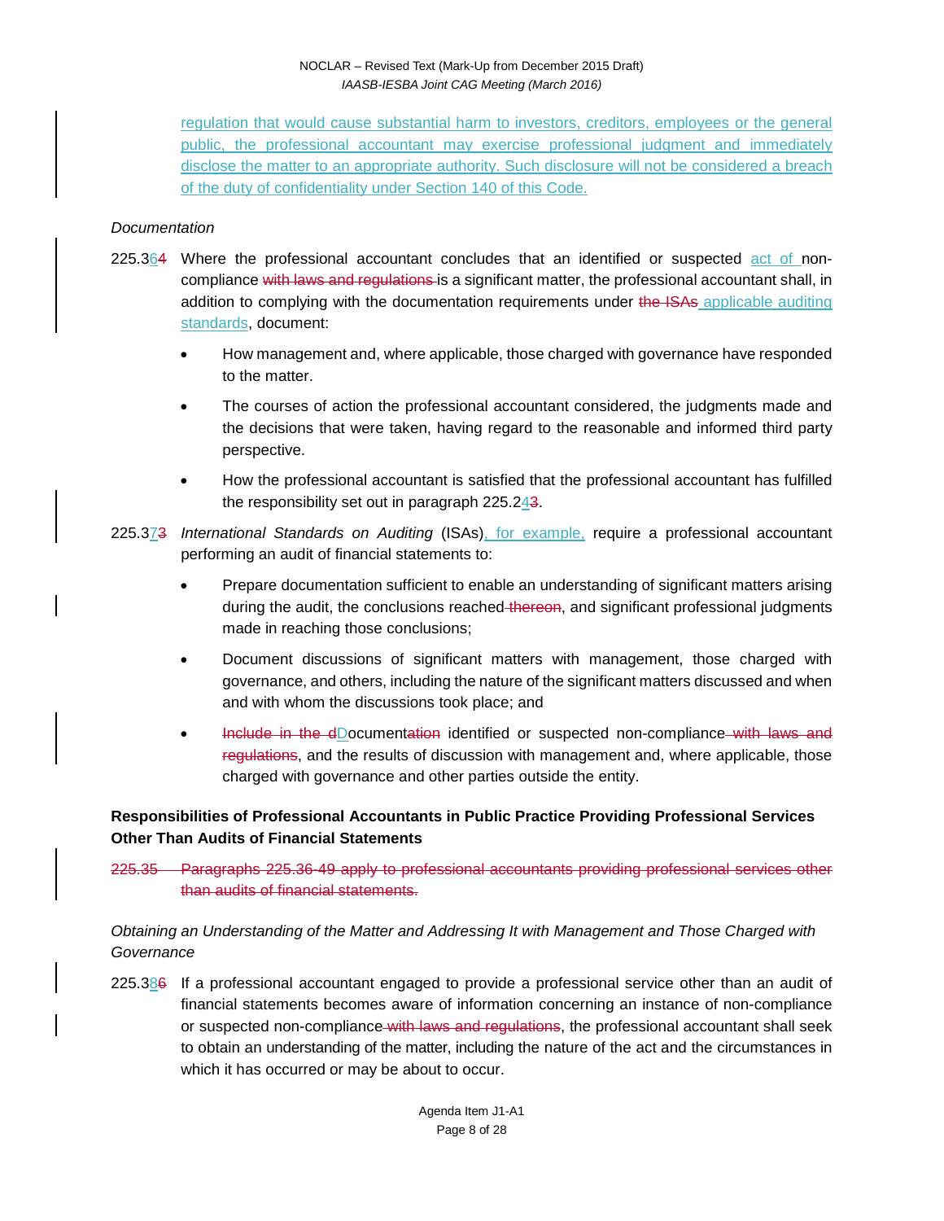regulation that would cause substantial harm to investors, creditors, employees or the general public, the professional accountant may exercise professional judgment and immediately disclose the matter to an appropriate authority. Such disclosure will not be considered a breach of the duty of confidentiality under Section 140 of this Code.

*Documentation*

225.364 Where the professional accountant concludes that an identified or suspected act of non-compliance with laws and regulations is a significant matter, the professional accountant shall, in addition to complying with the documentation requirements under the ISAs applicable auditing standards, document:

- How management and, where applicable, those charged with governance have responded to the matter.
- The courses of action the professional accountant considered, the judgments made and the decisions that were taken, having regard to the reasonable and informed third party perspective.
- How the professional accountant is satisfied that the professional accountant has fulfilled the responsibility set out in paragraph 225.243.

225.373 *International Standards on Auditing* (ISAs), for example, require a professional accountant performing an audit of financial statements to:

- Prepare documentation sufficient to enable an understanding of significant matters arising during the audit, the conclusions reached thereon, and significant professional judgments made in reaching those conclusions;
- Document discussions of significant matters with management, those charged with governance, and others, including the nature of the significant matters discussed and when and with whom the discussions took place; and
- Include in the dDocumentation identified or suspected non-compliance with laws and regulations, and the results of discussion with management and, where applicable, those charged with governance and other parties outside the entity.

**Responsibilities of Professional Accountants in Public Practice Providing Professional Services Other Than Audits of Financial Statements**

225.35 Paragraphs 225.36-49 apply to professional accountants providing professional services other than audits of financial statements.

*Obtaining an Understanding of the Matter and Addressing It with Management and Those Charged with Governance*

225.386 If a professional accountant engaged to provide a professional service other than an audit of financial statements becomes aware of information concerning an instance of non-compliance or suspected non-compliance with laws and regulations, the professional accountant shall seek to obtain an understanding of the matter, including the nature of the act and the circumstances in which it has occurred or may be about to occur.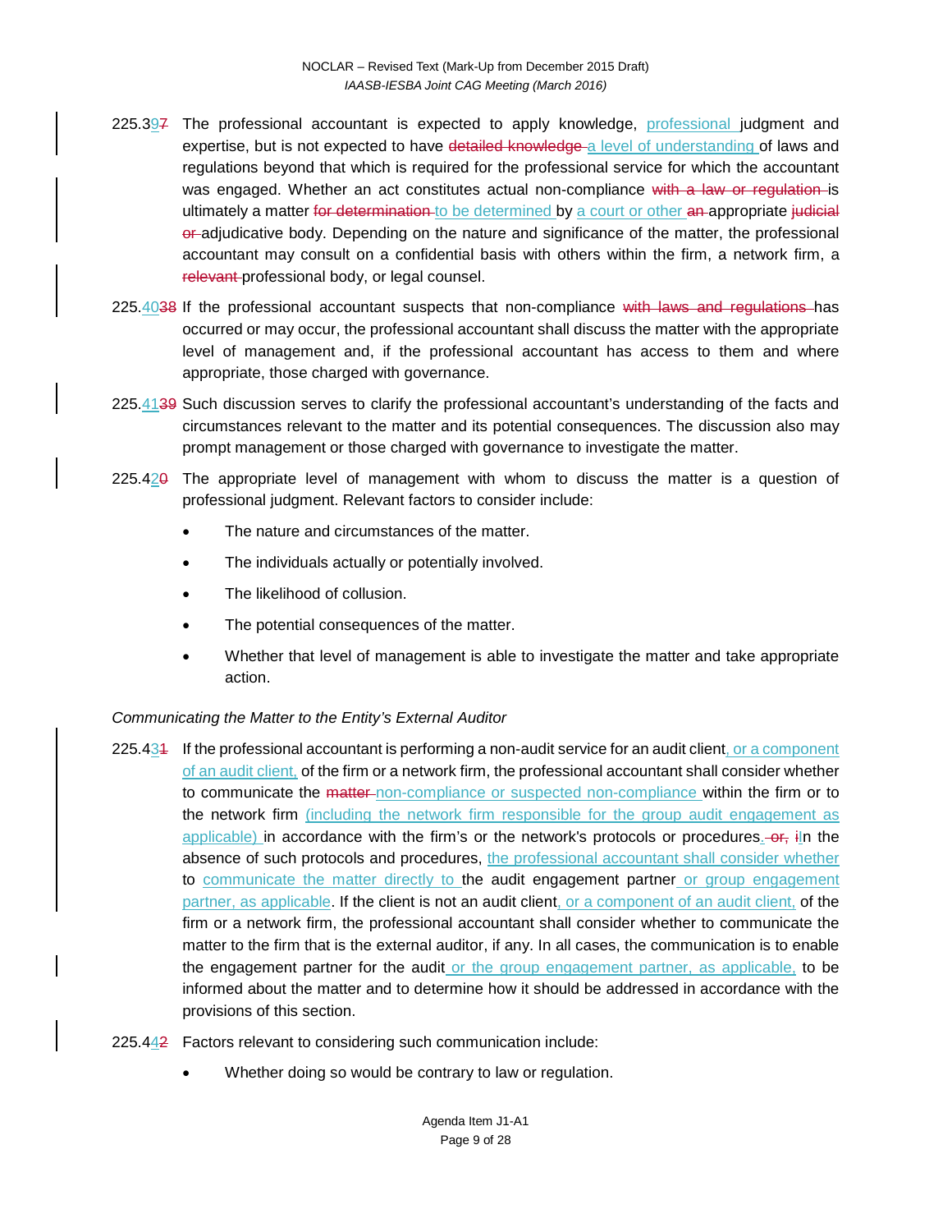225.397 The professional accountant is expected to apply knowledge, professional judgment and expertise, but is not expected to have detailed knowledge a level of understanding of laws and regulations beyond that which is required for the professional service for which the accountant was engaged. Whether an act constitutes actual non-compliance with a law or regulation is ultimately a matter for determination to be determined by a court or other an appropriate judicial or adjudicative body. Depending on the nature and significance of the matter, the professional accountant may consult on a confidential basis with others within the firm, a network firm, a relevant professional body, or legal counsel.

225.4038 If the professional accountant suspects that non-compliance with laws and regulations has occurred or may occur, the professional accountant shall discuss the matter with the appropriate level of management and, if the professional accountant has access to them and where appropriate, those charged with governance.

225.4139 Such discussion serves to clarify the professional accountant's understanding of the facts and circumstances relevant to the matter and its potential consequences. The discussion also may prompt management or those charged with governance to investigate the matter.

225.420 The appropriate level of management with whom to discuss the matter is a question of professional judgment. Relevant factors to consider include:

- The nature and circumstances of the matter.
- The individuals actually or potentially involved.
- The likelihood of collusion.
- The potential consequences of the matter.
- Whether that level of management is able to investigate the matter and take appropriate action.

*Communicating the Matter to the Entity's External Auditor*

225.431 If the professional accountant is performing a non-audit service for an audit client, or a component of an audit client, of the firm or a network firm, the professional accountant shall consider whether to communicate the matter non-compliance or suspected non-compliance within the firm or to the network firm (including the network firm responsible for the group audit engagement as applicable) in accordance with the firm's or the network's protocols or procedures. or, iIn the absence of such protocols and procedures, the professional accountant shall consider whether to communicate the matter directly to the audit engagement partner or group engagement partner, as applicable. If the client is not an audit client, or a component of an audit client, of the firm or a network firm, the professional accountant shall consider whether to communicate the matter to the firm that is the external auditor, if any. In all cases, the communication is to enable the engagement partner for the audit or the group engagement partner, as applicable, to be informed about the matter and to determine how it should be addressed in accordance with the provisions of this section.

225.442 Factors relevant to considering such communication include:

- Whether doing so would be contrary to law or regulation.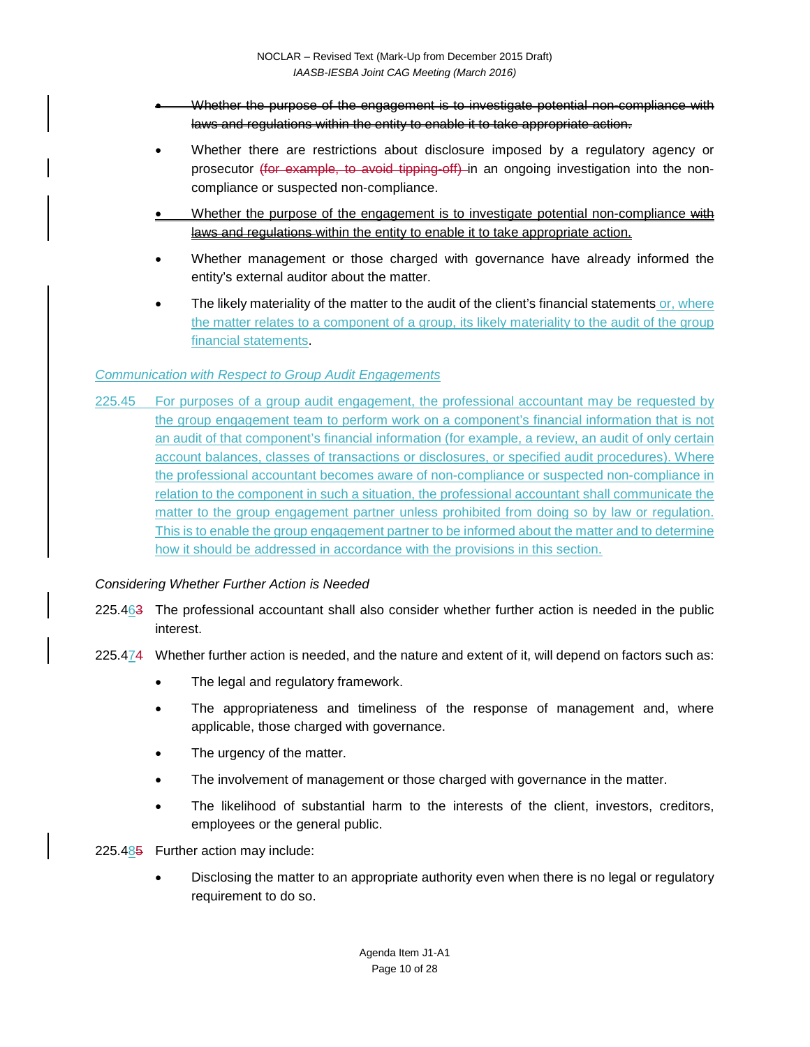- ~~Whether the purpose of the engagement is to investigate potential non-compliance with laws and regulations within the entity to enable it to take appropriate action.~~
- Whether there are restrictions about disclosure imposed by a regulatory agency or prosecutor ~~(for example, to avoid tipping-off)~~ in an ongoing investigation into the non-compliance or suspected non-compliance.
- Whether the purpose of the engagement is to investigate potential non-compliance ~~with laws and regulations~~ within the entity to enable it to take appropriate action.
- Whether management or those charged with governance have already informed the entity's external auditor about the matter.
- The likely materiality of the matter to the audit of the client's financial statements or, where the matter relates to a component of a group, its likely materiality to the audit of the group financial statements.

*Communication with Respect to Group Audit Engagements*

225.45 For purposes of a group audit engagement, the professional accountant may be requested by the group engagement team to perform work on a component's financial information that is not an audit of that component's financial information (for example, a review, an audit of only certain account balances, classes of transactions or disclosures, or specified audit procedures). Where the professional accountant becomes aware of non-compliance or suspected non-compliance in relation to the component in such a situation, the professional accountant shall communicate the matter to the group engagement partner unless prohibited from doing so by law or regulation. This is to enable the group engagement partner to be informed about the matter and to determine how it should be addressed in accordance with the provisions in this section.

*Considering Whether Further Action is Needed*

225.46~~3~~ The professional accountant shall also consider whether further action is needed in the public interest.

225.47~~4~~ Whether further action is needed, and the nature and extent of it, will depend on factors such as:

- The legal and regulatory framework.
- The appropriateness and timeliness of the response of management and, where applicable, those charged with governance.
- The urgency of the matter.
- The involvement of management or those charged with governance in the matter.
- The likelihood of substantial harm to the interests of the client, investors, creditors, employees or the general public.

225.48~~5~~ Further action may include:

- Disclosing the matter to an appropriate authority even when there is no legal or regulatory requirement to do so.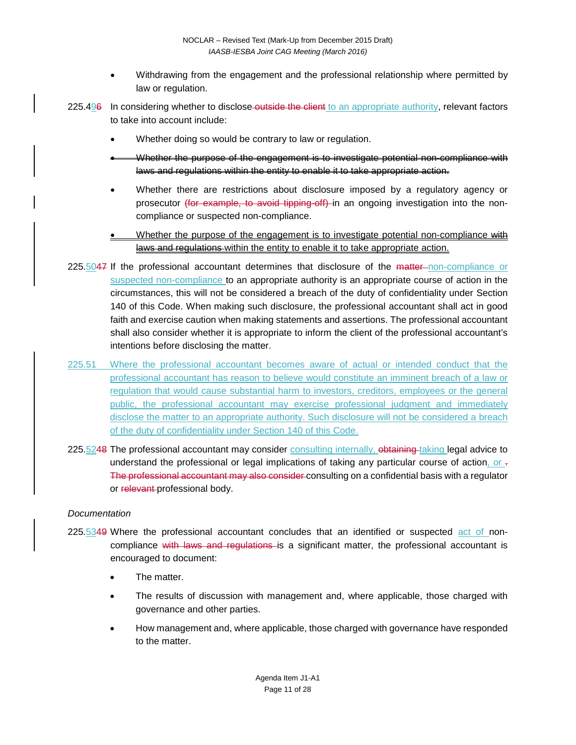- Withdrawing from the engagement and the professional relationship where permitted by law or regulation.

225.4~~9~~6 In considering whether to disclose ~~outside the client~~ to an appropriate authority, relevant factors to take into account include:

- Whether doing so would be contrary to law or regulation.
- ~~Whether the purpose of the engagement is to investigate potential non-compliance with laws and regulations within the entity to enable it to take appropriate action.~~
- Whether there are restrictions about disclosure imposed by a regulatory agency or prosecutor ~~(for example, to avoid tipping-off)~~ in an ongoing investigation into the non-compliance or suspected non-compliance.
- Whether the purpose of the engagement is to investigate potential non-compliance ~~with laws and regulations~~ within the entity to enable it to take appropriate action.

225.50~~47~~ If the professional accountant determines that disclosure of the ~~matter~~ non-compliance or suspected non-compliance to an appropriate authority is an appropriate course of action in the circumstances, this will not be considered a breach of the duty of confidentiality under Section 140 of this Code. When making such disclosure, the professional accountant shall act in good faith and exercise caution when making statements and assertions. The professional accountant shall also consider whether it is appropriate to inform the client of the professional accountant's intentions before disclosing the matter.

225.51 Where the professional accountant becomes aware of actual or intended conduct that the professional accountant has reason to believe would constitute an imminent breach of a law or regulation that would cause substantial harm to investors, creditors, employees or the general public, the professional accountant may exercise professional judgment and immediately disclose the matter to an appropriate authority. Such disclosure will not be considered a breach of the duty of confidentiality under Section 140 of this Code.

225.52~~48~~ The professional accountant may consider consulting internally, ~~obtaining~~ taking legal advice to understand the professional or legal implications of taking any particular course of action, or ~~. The professional accountant may also consider~~ consulting on a confidential basis with a regulator or ~~relevant~~ professional body.

*Documentation*

225.53~~49~~ Where the professional accountant concludes that an identified or suspected act of non-compliance ~~with laws and regulations~~ is a significant matter, the professional accountant is encouraged to document:

- The matter.
- The results of discussion with management and, where applicable, those charged with governance and other parties.
- How management and, where applicable, those charged with governance have responded to the matter.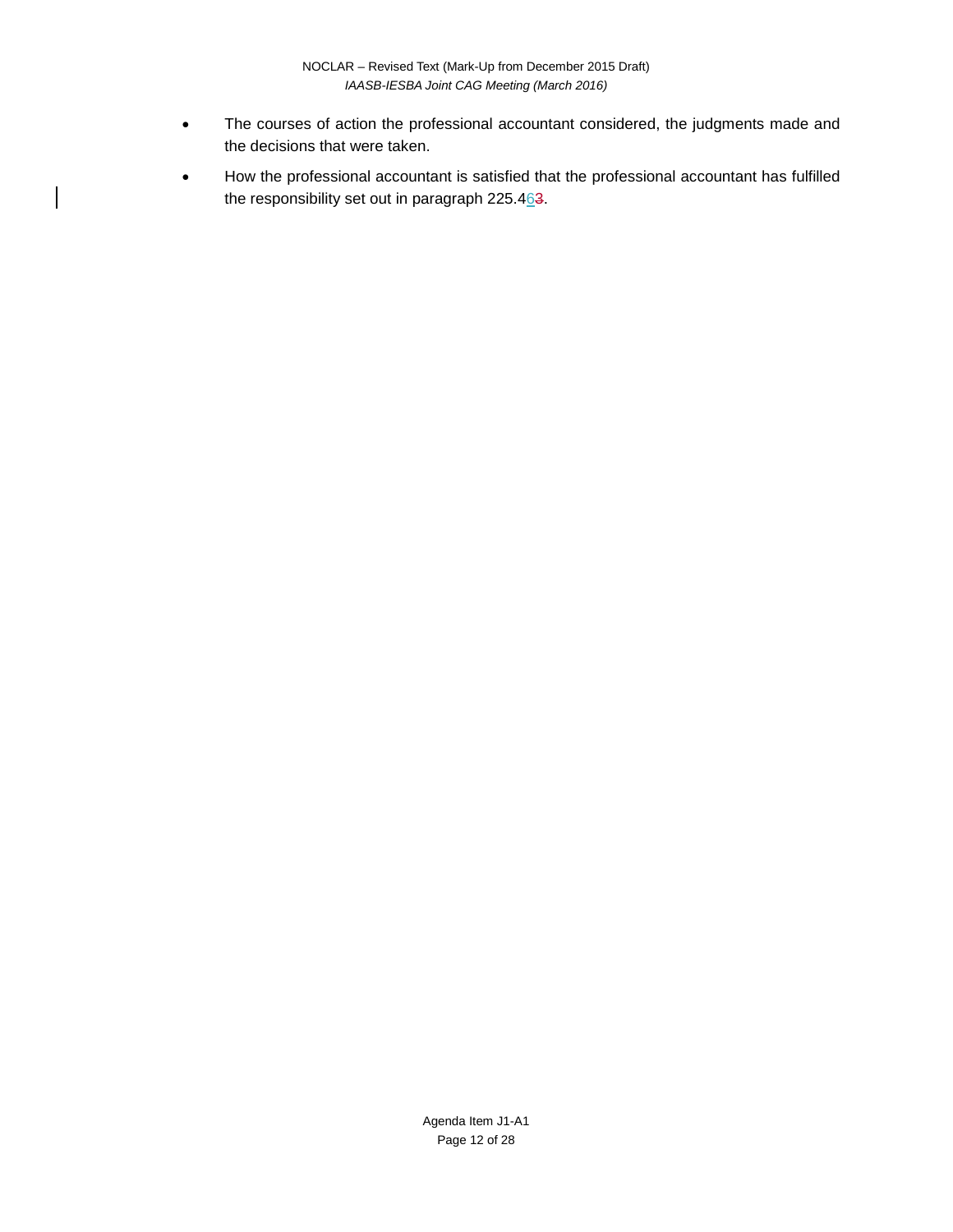- The courses of action the professional accountant considered, the judgments made and the decisions that were taken.
- How the professional accountant is satisfied that the professional accountant has fulfilled the responsibility set out in paragraph 225.463.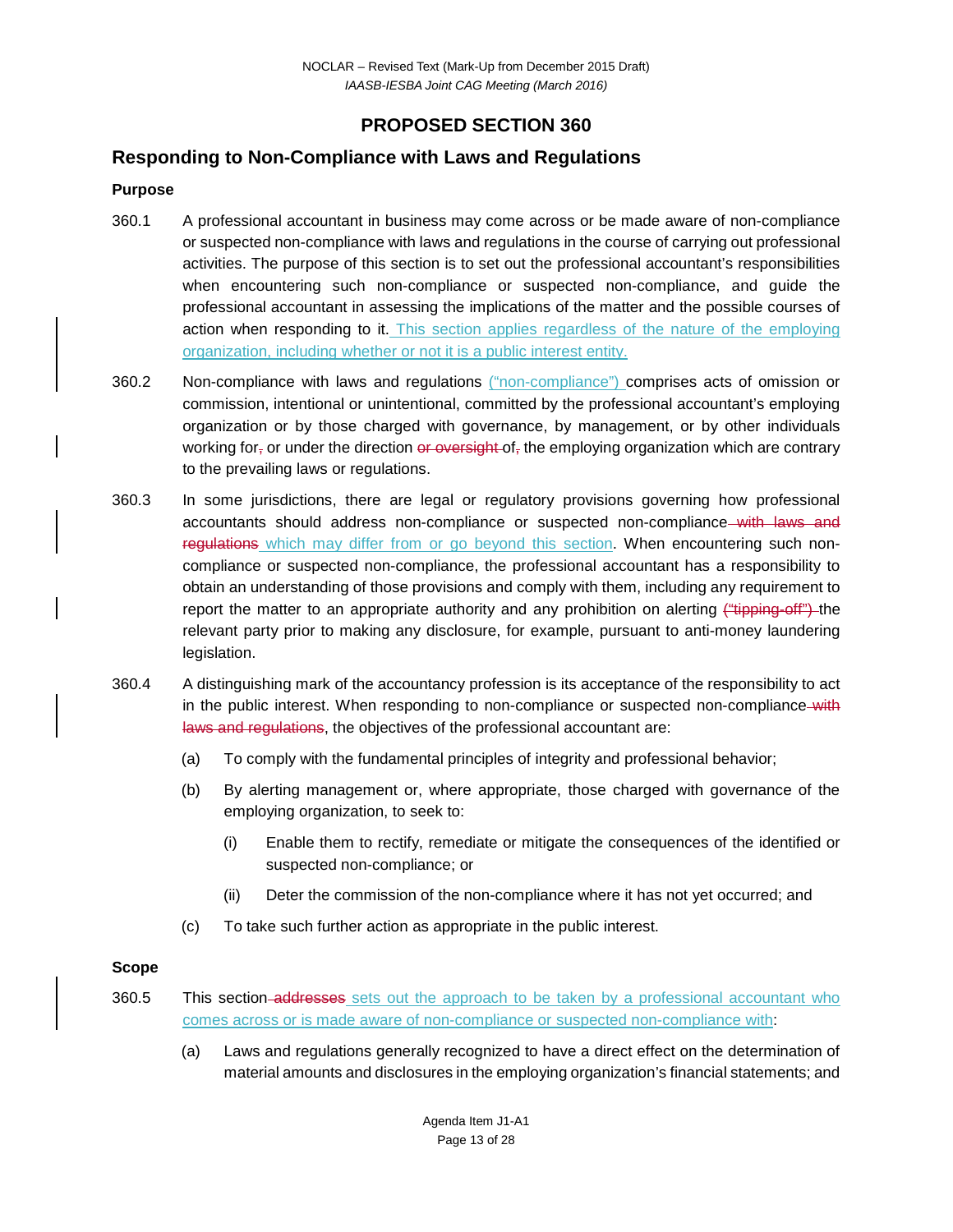# PROPOSED SECTION 360

## Responding to Non-Compliance with Laws and Regulations

### Purpose

360.1 A professional accountant in business may come across or be made aware of non-compliance or suspected non-compliance with laws and regulations in the course of carrying out professional activities. The purpose of this section is to set out the professional accountant's responsibilities when encountering such non-compliance or suspected non-compliance, and guide the professional accountant in assessing the implications of the matter and the possible courses of action when responding to it. This section applies regardless of the nature of the employing organization, including whether or not it is a public interest entity.

360.2 Non-compliance with laws and regulations ("non-compliance") comprises acts of omission or commission, intentional or unintentional, committed by the professional accountant's employing organization or by those charged with governance, by management, or by other individuals working for, or under the direction ~~or oversight~~ of, the employing organization which are contrary to the prevailing laws or regulations.

360.3 In some jurisdictions, there are legal or regulatory provisions governing how professional accountants should address non-compliance or suspected non-compliance ~~with laws and regulations~~ which may differ from or go beyond this section. When encountering such non-compliance or suspected non-compliance, the professional accountant has a responsibility to obtain an understanding of those provisions and comply with them, including any requirement to report the matter to an appropriate authority and any prohibition on alerting ~~("tipping-off")~~ the relevant party prior to making any disclosure, for example, pursuant to anti-money laundering legislation.

360.4 A distinguishing mark of the accountancy profession is its acceptance of the responsibility to act in the public interest. When responding to non-compliance or suspected non-compliance ~~with laws and regulations~~, the objectives of the professional accountant are:

(a) To comply with the fundamental principles of integrity and professional behavior;

(b) By alerting management or, where appropriate, those charged with governance of the employing organization, to seek to:

(i) Enable them to rectify, remediate or mitigate the consequences of the identified or suspected non-compliance; or

(ii) Deter the commission of the non-compliance where it has not yet occurred; and

(c) To take such further action as appropriate in the public interest.

### Scope

360.5 This section ~~addresses~~ sets out the approach to be taken by a professional accountant who comes across or is made aware of non-compliance or suspected non-compliance with:

(a) Laws and regulations generally recognized to have a direct effect on the determination of material amounts and disclosures in the employing organization's financial statements; and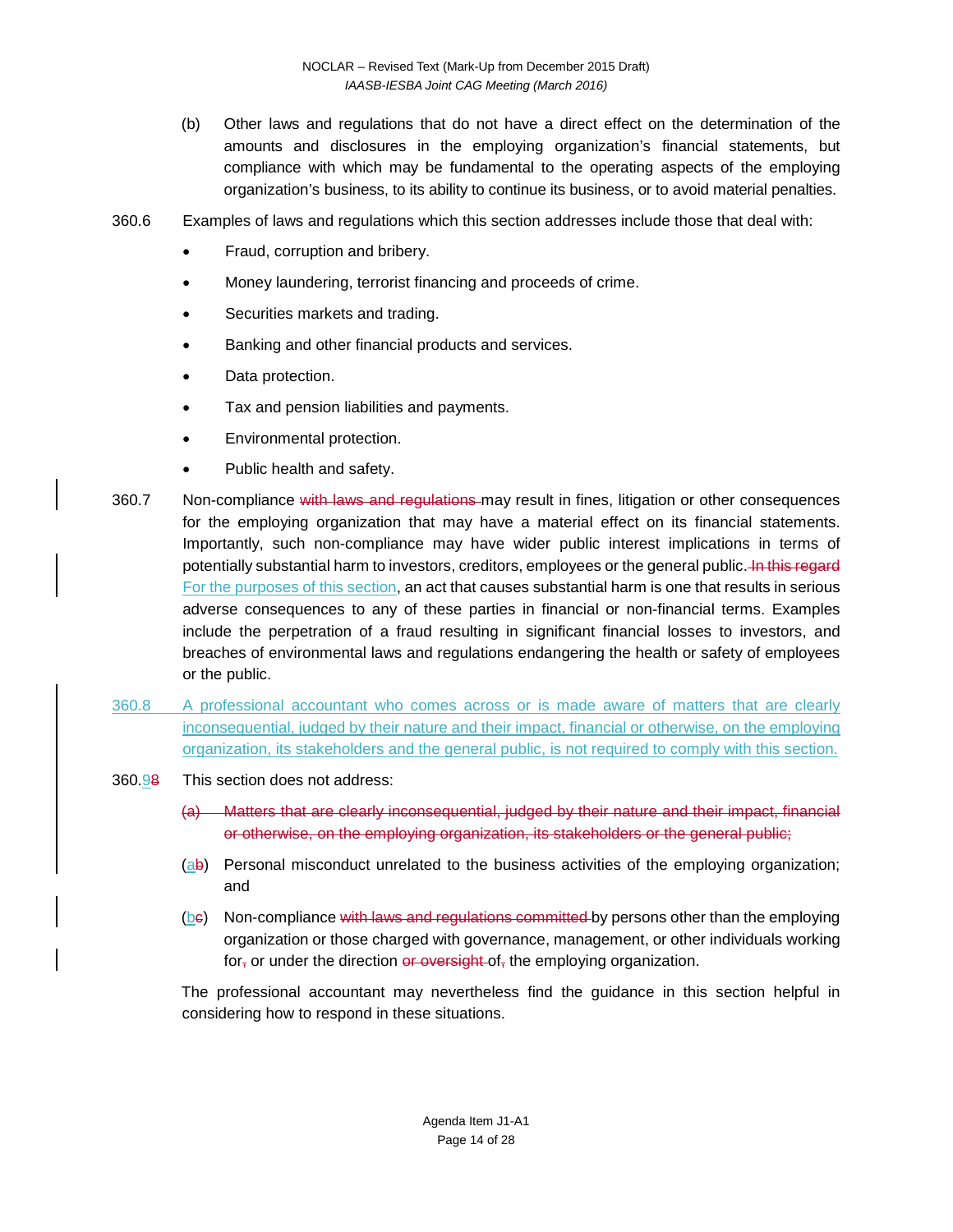(b) Other laws and regulations that do not have a direct effect on the determination of the amounts and disclosures in the employing organization's financial statements, but compliance with which may be fundamental to the operating aspects of the employing organization's business, to its ability to continue its business, or to avoid material penalties.

360.6 Examples of laws and regulations which this section addresses include those that deal with:

- Fraud, corruption and bribery.
- Money laundering, terrorist financing and proceeds of crime.
- Securities markets and trading.
- Banking and other financial products and services.
- Data protection.
- Tax and pension liabilities and payments.
- Environmental protection.
- Public health and safety.

360.7 Non-compliance ~~with laws and regulations~~ may result in fines, litigation or other consequences for the employing organization that may have a material effect on its financial statements. Importantly, such non-compliance may have wider public interest implications in terms of potentially substantial harm to investors, creditors, employees or the general public. ~~In this regard~~ For the purposes of this section, an act that causes substantial harm is one that results in serious adverse consequences to any of these parties in financial or non-financial terms. Examples include the perpetration of a fraud resulting in significant financial losses to investors, and breaches of environmental laws and regulations endangering the health or safety of employees or the public.

360.8 A professional accountant who comes across or is made aware of matters that are clearly inconsequential, judged by their nature and their impact, financial or otherwise, on the employing organization, its stakeholders and the general public, is not required to comply with this section.

360.9~~8~~ This section does not address:

~~(a) Matters that are clearly inconsequential, judged by their nature and their impact, financial or otherwise, on the employing organization, its stakeholders or the general public;~~

(a~~b~~) Personal misconduct unrelated to the business activities of the employing organization; and

(b~~c~~) Non-compliance ~~with laws and regulations committed~~ by persons other than the employing organization or those charged with governance, management, or other individuals working for~~,~~ or under the direction ~~or oversight~~ of~~,~~ the employing organization.

The professional accountant may nevertheless find the guidance in this section helpful in considering how to respond in these situations.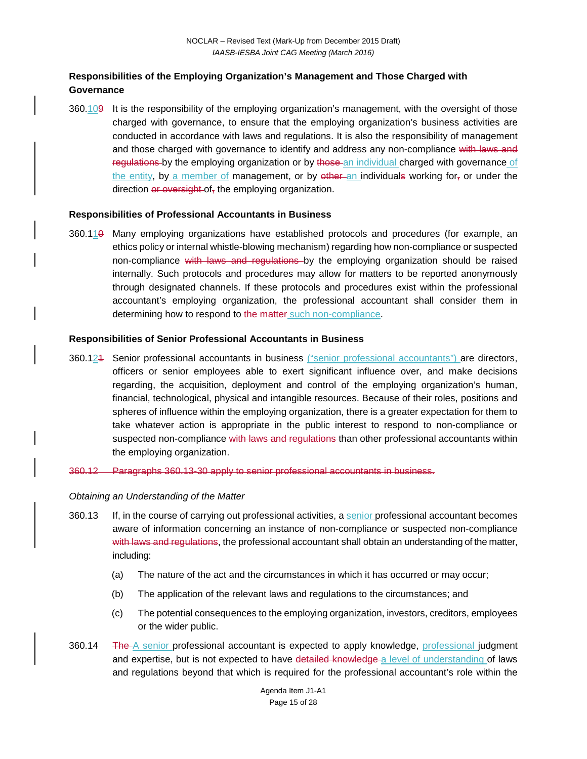### Responsibilities of the Employing Organization's Management and Those Charged with Governance

360.10~~9~~ It is the responsibility of the employing organization's management, with the oversight of those charged with governance, to ensure that the employing organization's business activities are conducted in accordance with laws and regulations. It is also the responsibility of management and those charged with governance to identify and address any non-compliance ~~with laws and regulations~~ by the employing organization or by ~~those~~ an individual charged with governance of the entity, by a member of management, or by ~~other~~ an individual~~s~~ working for~~,~~ or under the direction ~~or oversight~~ of~~,~~ the employing organization.

### Responsibilities of Professional Accountants in Business

360.11~~0~~ Many employing organizations have established protocols and procedures (for example, an ethics policy or internal whistle-blowing mechanism) regarding how non-compliance or suspected non-compliance ~~with laws and regulations~~ by the employing organization should be raised internally. Such protocols and procedures may allow for matters to be reported anonymously through designated channels. If these protocols and procedures exist within the professional accountant's employing organization, the professional accountant shall consider them in determining how to respond to ~~the matter~~ such non-compliance.

### Responsibilities of Senior Professional Accountants in Business

360.12~~1~~ Senior professional accountants in business ("senior professional accountants") are directors, officers or senior employees able to exert significant influence over, and make decisions regarding, the acquisition, deployment and control of the employing organization's human, financial, technological, physical and intangible resources. Because of their roles, positions and spheres of influence within the employing organization, there is a greater expectation for them to take whatever action is appropriate in the public interest to respond to non-compliance or suspected non-compliance ~~with laws and regulations~~ than other professional accountants within the employing organization.

~~360.12 Paragraphs 360.13-30 apply to senior professional accountants in business.~~

*Obtaining an Understanding of the Matter*

360.13 If, in the course of carrying out professional activities, a senior professional accountant becomes aware of information concerning an instance of non-compliance or suspected non-compliance ~~with laws and regulations~~, the professional accountant shall obtain an understanding of the matter, including:

(a) The nature of the act and the circumstances in which it has occurred or may occur;

(b) The application of the relevant laws and regulations to the circumstances; and

(c) The potential consequences to the employing organization, investors, creditors, employees or the wider public.

360.14 ~~The~~ A senior professional accountant is expected to apply knowledge, professional judgment and expertise, but is not expected to have ~~detailed knowledge~~ a level of understanding of laws and regulations beyond that which is required for the professional accountant's role within the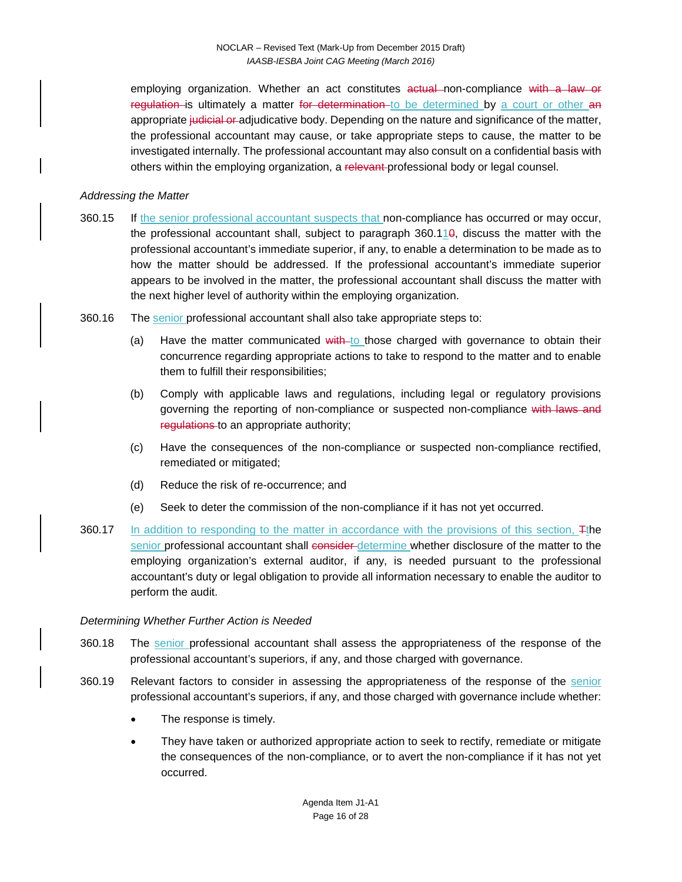employing organization. Whether an act constitutes ~~actual~~ non-compliance ~~with a law or regulation~~ is ultimately a matter ~~for determination~~ <u>to be determined</u> by <u>a court or other</u> ~~an~~ appropriate ~~judicial or~~ adjudicative body. Depending on the nature and significance of the matter, the professional accountant may cause, or take appropriate steps to cause, the matter to be investigated internally. The professional accountant may also consult on a confidential basis with others within the employing organization, a ~~relevant~~ professional body or legal counsel.

*Addressing the Matter*

360.15 If <u>the senior professional accountant suspects that</u> non-compliance has occurred or may occur, the professional accountant shall, subject to paragraph 360.1<u>1</u>~~0~~, discuss the matter with the professional accountant's immediate superior, if any, to enable a determination to be made as to how the matter should be addressed. If the professional accountant's immediate superior appears to be involved in the matter, the professional accountant shall discuss the matter with the next higher level of authority within the employing organization.

360.16 The <u>senior</u> professional accountant shall also take appropriate steps to:

(a) Have the matter communicated ~~with~~ <u>to</u> those charged with governance to obtain their concurrence regarding appropriate actions to take to respond to the matter and to enable them to fulfill their responsibilities;

(b) Comply with applicable laws and regulations, including legal or regulatory provisions governing the reporting of non-compliance or suspected non-compliance ~~with laws and regulations~~ to an appropriate authority;

(c) Have the consequences of the non-compliance or suspected non-compliance rectified, remediated or mitigated;

(d) Reduce the risk of re-occurrence; and

(e) Seek to deter the commission of the non-compliance if it has not yet occurred.

360.17 <u>In addition to responding to the matter in accordance with the provisions of this section,</u> ~~T~~<u>t</u>he <u>senior</u> professional accountant shall ~~consider~~ <u>determine</u> whether disclosure of the matter to the employing organization's external auditor, if any, is needed pursuant to the professional accountant's duty or legal obligation to provide all information necessary to enable the auditor to perform the audit.

*Determining Whether Further Action is Needed*

360.18 The <u>senior</u> professional accountant shall assess the appropriateness of the response of the professional accountant's superiors, if any, and those charged with governance.

360.19 Relevant factors to consider in assessing the appropriateness of the response of the <u>senior</u> professional accountant's superiors, if any, and those charged with governance include whether:

- The response is timely.
- They have taken or authorized appropriate action to seek to rectify, remediate or mitigate the consequences of the non-compliance, or to avert the non-compliance if it has not yet occurred.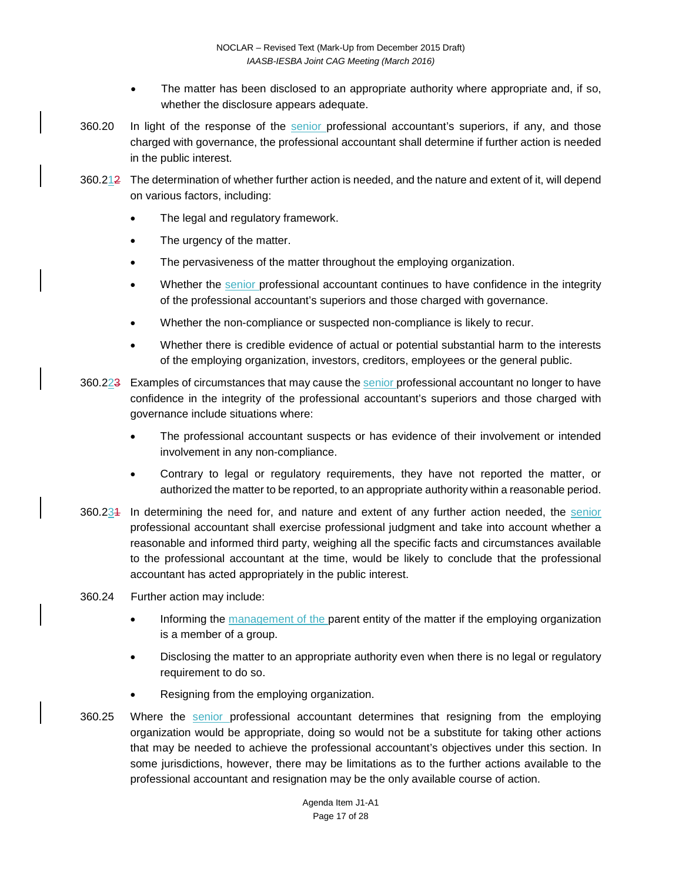- The matter has been disclosed to an appropriate authority where appropriate and, if so, whether the disclosure appears adequate.

360.20 In light of the response of the senior professional accountant's superiors, if any, and those charged with governance, the professional accountant shall determine if further action is needed in the public interest.

360.21~~2~~ The determination of whether further action is needed, and the nature and extent of it, will depend on various factors, including:

- The legal and regulatory framework.
- The urgency of the matter.
- The pervasiveness of the matter throughout the employing organization.
- Whether the senior professional accountant continues to have confidence in the integrity of the professional accountant's superiors and those charged with governance.
- Whether the non-compliance or suspected non-compliance is likely to recur.
- Whether there is credible evidence of actual or potential substantial harm to the interests of the employing organization, investors, creditors, employees or the general public.

360.22~~3~~ Examples of circumstances that may cause the senior professional accountant no longer to have confidence in the integrity of the professional accountant's superiors and those charged with governance include situations where:

- The professional accountant suspects or has evidence of their involvement or intended involvement in any non-compliance.
- Contrary to legal or regulatory requirements, they have not reported the matter, or authorized the matter to be reported, to an appropriate authority within a reasonable period.

360.23~~1~~ In determining the need for, and nature and extent of any further action needed, the senior professional accountant shall exercise professional judgment and take into account whether a reasonable and informed third party, weighing all the specific facts and circumstances available to the professional accountant at the time, would be likely to conclude that the professional accountant has acted appropriately in the public interest.

360.24 Further action may include:

- Informing the management of the parent entity of the matter if the employing organization is a member of a group.
- Disclosing the matter to an appropriate authority even when there is no legal or regulatory requirement to do so.
- Resigning from the employing organization.

360.25 Where the senior professional accountant determines that resigning from the employing organization would be appropriate, doing so would not be a substitute for taking other actions that may be needed to achieve the professional accountant's objectives under this section. In some jurisdictions, however, there may be limitations as to the further actions available to the professional accountant and resignation may be the only available course of action.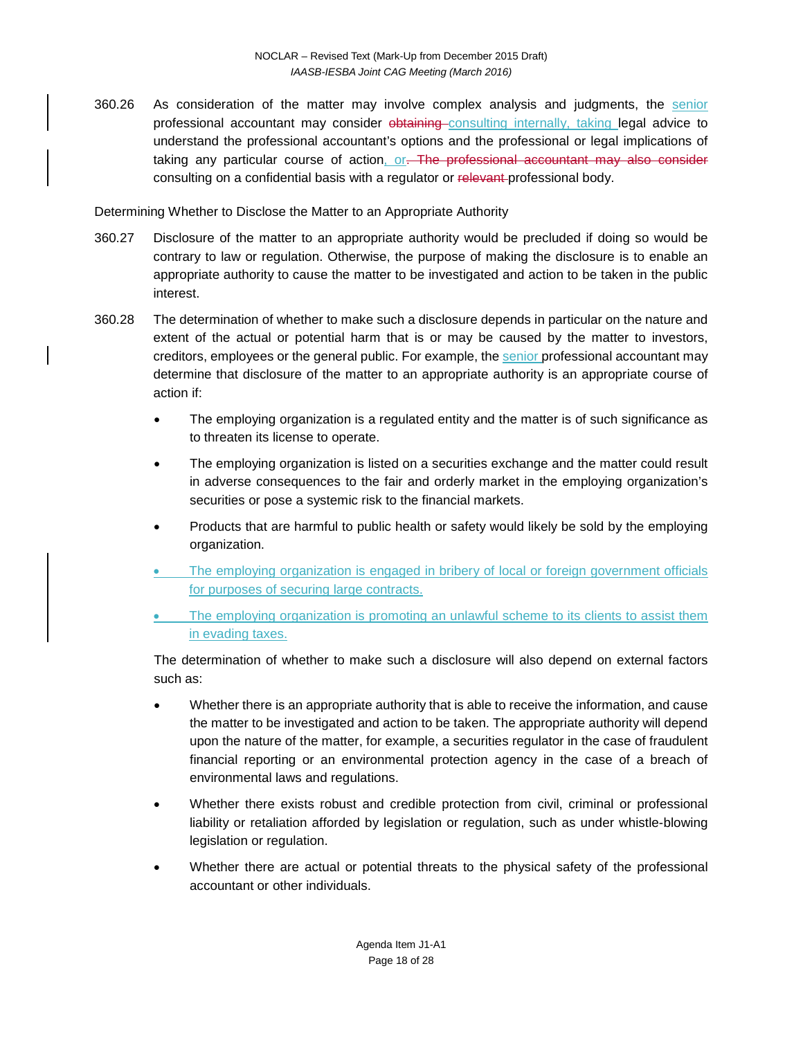360.26 As consideration of the matter may involve complex analysis and judgments, the senior professional accountant may consider ~~obtaining~~ consulting internally, taking legal advice to understand the professional accountant's options and the professional or legal implications of taking any particular course of action, or~~. The professional accountant may also consider~~ consulting on a confidential basis with a regulator or ~~relevant~~ professional body.

Determining Whether to Disclose the Matter to an Appropriate Authority

360.27 Disclosure of the matter to an appropriate authority would be precluded if doing so would be contrary to law or regulation. Otherwise, the purpose of making the disclosure is to enable an appropriate authority to cause the matter to be investigated and action to be taken in the public interest.

360.28 The determination of whether to make such a disclosure depends in particular on the nature and extent of the actual or potential harm that is or may be caused by the matter to investors, creditors, employees or the general public. For example, the senior professional accountant may determine that disclosure of the matter to an appropriate authority is an appropriate course of action if:

- The employing organization is a regulated entity and the matter is of such significance as to threaten its license to operate.
- The employing organization is listed on a securities exchange and the matter could result in adverse consequences to the fair and orderly market in the employing organization's securities or pose a systemic risk to the financial markets.
- Products that are harmful to public health or safety would likely be sold by the employing organization.
- The employing organization is engaged in bribery of local or foreign government officials for purposes of securing large contracts.
- The employing organization is promoting an unlawful scheme to its clients to assist them in evading taxes.

The determination of whether to make such a disclosure will also depend on external factors such as:

- Whether there is an appropriate authority that is able to receive the information, and cause the matter to be investigated and action to be taken. The appropriate authority will depend upon the nature of the matter, for example, a securities regulator in the case of fraudulent financial reporting or an environmental protection agency in the case of a breach of environmental laws and regulations.
- Whether there exists robust and credible protection from civil, criminal or professional liability or retaliation afforded by legislation or regulation, such as under whistle-blowing legislation or regulation.
- Whether there are actual or potential threats to the physical safety of the professional accountant or other individuals.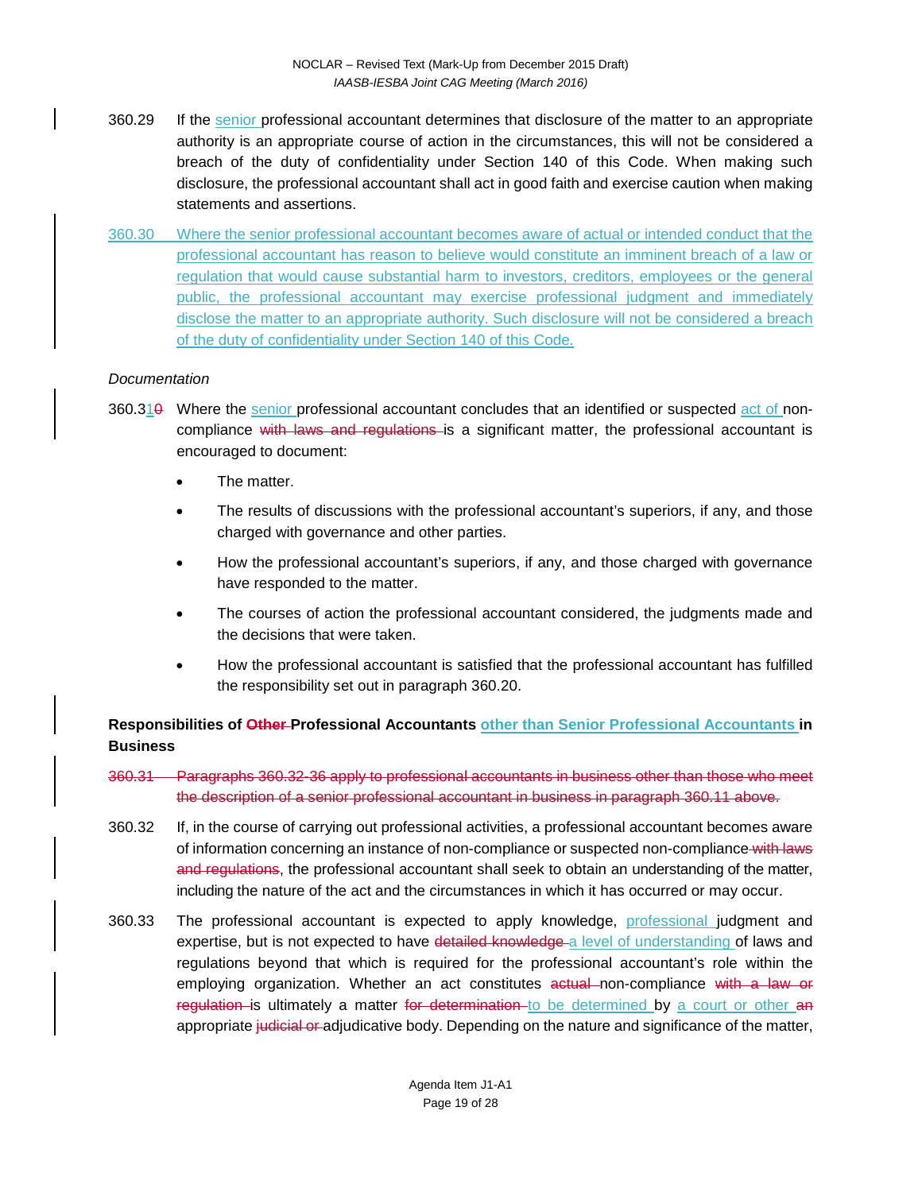360.29 If the senior professional accountant determines that disclosure of the matter to an appropriate authority is an appropriate course of action in the circumstances, this will not be considered a breach of the duty of confidentiality under Section 140 of this Code. When making such disclosure, the professional accountant shall act in good faith and exercise caution when making statements and assertions.

360.30 Where the senior professional accountant becomes aware of actual or intended conduct that the professional accountant has reason to believe would constitute an imminent breach of a law or regulation that would cause substantial harm to investors, creditors, employees or the general public, the professional accountant may exercise professional judgment and immediately disclose the matter to an appropriate authority. Such disclosure will not be considered a breach of the duty of confidentiality under Section 140 of this Code.

*Documentation*

360.31~~0~~ Where the senior professional accountant concludes that an identified or suspected act of non-compliance ~~with laws and regulations~~ is a significant matter, the professional accountant is encouraged to document:

- The matter.
- The results of discussions with the professional accountant's superiors, if any, and those charged with governance and other parties.
- How the professional accountant's superiors, if any, and those charged with governance have responded to the matter.
- The courses of action the professional accountant considered, the judgments made and the decisions that were taken.
- How the professional accountant is satisfied that the professional accountant has fulfilled the responsibility set out in paragraph 360.20.

**Responsibilities of ~~Other~~ Professional Accountants other than Senior Professional Accountants in Business**

~~360.31 Paragraphs 360.32-36 apply to professional accountants in business other than those who meet the description of a senior professional accountant in business in paragraph 360.11 above.~~

360.32 If, in the course of carrying out professional activities, a professional accountant becomes aware of information concerning an instance of non-compliance or suspected non-compliance ~~with laws and regulations~~, the professional accountant shall seek to obtain an understanding of the matter, including the nature of the act and the circumstances in which it has occurred or may occur.

360.33 The professional accountant is expected to apply knowledge, professional judgment and expertise, but is not expected to have ~~detailed knowledge~~ a level of understanding of laws and regulations beyond that which is required for the professional accountant's role within the employing organization. Whether an act constitutes ~~actual~~ non-compliance ~~with a law or regulation~~ is ultimately a matter ~~for determination~~ to be determined by a court or other ~~an~~ appropriate ~~judicial or~~ adjudicative body. Depending on the nature and significance of the matter,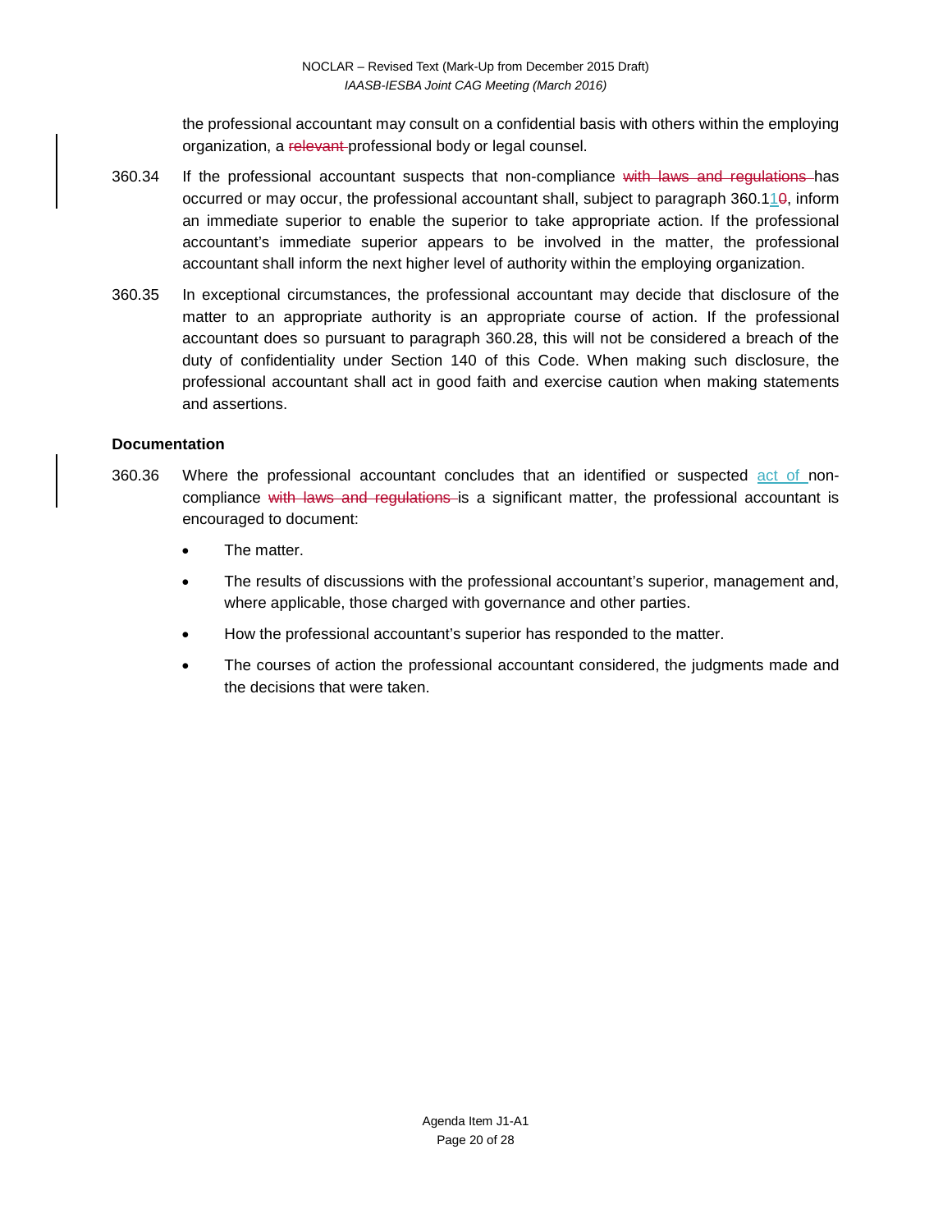the professional accountant may consult on a confidential basis with others within the employing organization, a ~~relevant~~ professional body or legal counsel.

360.34 If the professional accountant suspects that non-compliance ~~with laws and regulations~~ has occurred or may occur, the professional accountant shall, subject to paragraph 360.1<ins>1</ins>~~0~~, inform an immediate superior to enable the superior to take appropriate action. If the professional accountant's immediate superior appears to be involved in the matter, the professional accountant shall inform the next higher level of authority within the employing organization.

360.35 In exceptional circumstances, the professional accountant may decide that disclosure of the matter to an appropriate authority is an appropriate course of action. If the professional accountant does so pursuant to paragraph 360.28, this will not be considered a breach of the duty of confidentiality under Section 140 of this Code. When making such disclosure, the professional accountant shall act in good faith and exercise caution when making statements and assertions.

**Documentation**

360.36 Where the professional accountant concludes that an identified or suspected <ins>act of</ins> non-compliance ~~with laws and regulations~~ is a significant matter, the professional accountant is encouraged to document:

- The matter.
- The results of discussions with the professional accountant's superior, management and, where applicable, those charged with governance and other parties.
- How the professional accountant's superior has responded to the matter.
- The courses of action the professional accountant considered, the judgments made and the decisions that were taken.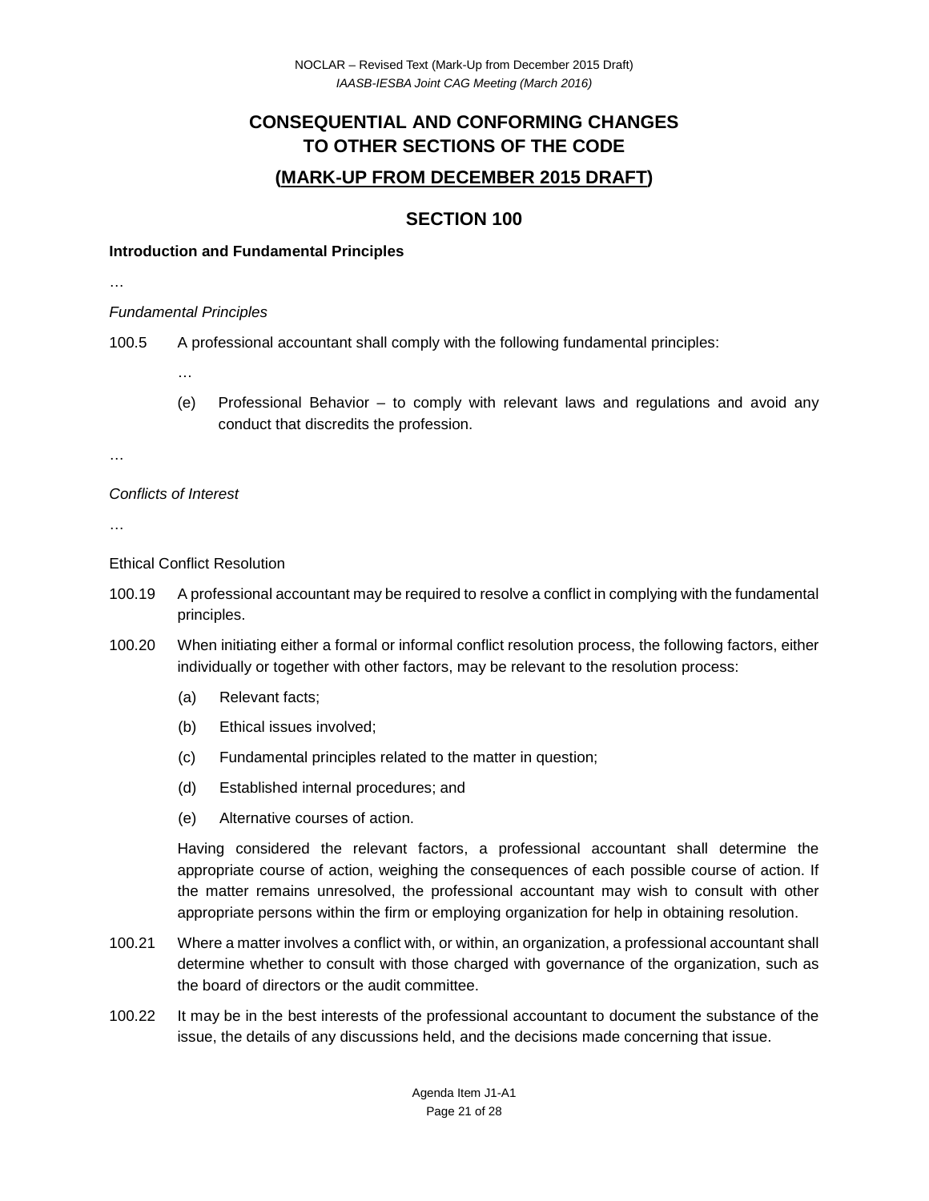# CONSEQUENTIAL AND CONFORMING CHANGES TO OTHER SECTIONS OF THE CODE

## (MARK-UP FROM DECEMBER 2015 DRAFT)

## SECTION 100

**Introduction and Fundamental Principles**

…

*Fundamental Principles*

100.5 A professional accountant shall comply with the following fundamental principles:

…

(e) Professional Behavior – to comply with relevant laws and regulations and avoid any conduct that discredits the profession.

…

*Conflicts of Interest*

…

Ethical Conflict Resolution

100.19 A professional accountant may be required to resolve a conflict in complying with the fundamental principles.

100.20 When initiating either a formal or informal conflict resolution process, the following factors, either individually or together with other factors, may be relevant to the resolution process:

(a) Relevant facts;

(b) Ethical issues involved;

(c) Fundamental principles related to the matter in question;

(d) Established internal procedures; and

(e) Alternative courses of action.

Having considered the relevant factors, a professional accountant shall determine the appropriate course of action, weighing the consequences of each possible course of action. If the matter remains unresolved, the professional accountant may wish to consult with other appropriate persons within the firm or employing organization for help in obtaining resolution.

100.21 Where a matter involves a conflict with, or within, an organization, a professional accountant shall determine whether to consult with those charged with governance of the organization, such as the board of directors or the audit committee.

100.22 It may be in the best interests of the professional accountant to document the substance of the issue, the details of any discussions held, and the decisions made concerning that issue.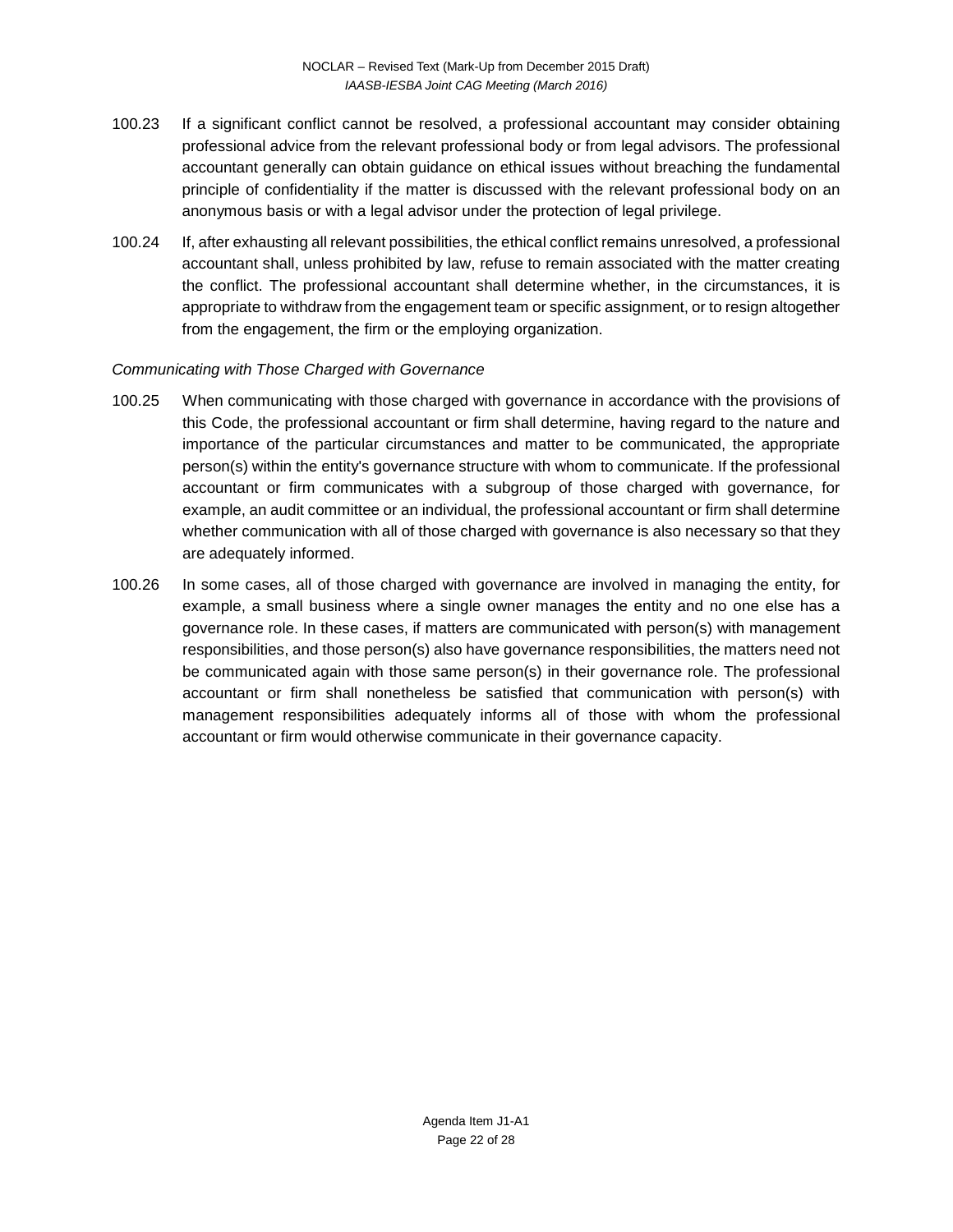100.23 If a significant conflict cannot be resolved, a professional accountant may consider obtaining professional advice from the relevant professional body or from legal advisors. The professional accountant generally can obtain guidance on ethical issues without breaching the fundamental principle of confidentiality if the matter is discussed with the relevant professional body on an anonymous basis or with a legal advisor under the protection of legal privilege.

100.24 If, after exhausting all relevant possibilities, the ethical conflict remains unresolved, a professional accountant shall, unless prohibited by law, refuse to remain associated with the matter creating the conflict. The professional accountant shall determine whether, in the circumstances, it is appropriate to withdraw from the engagement team or specific assignment, or to resign altogether from the engagement, the firm or the employing organization.

*Communicating with Those Charged with Governance*

100.25 When communicating with those charged with governance in accordance with the provisions of this Code, the professional accountant or firm shall determine, having regard to the nature and importance of the particular circumstances and matter to be communicated, the appropriate person(s) within the entity's governance structure with whom to communicate. If the professional accountant or firm communicates with a subgroup of those charged with governance, for example, an audit committee or an individual, the professional accountant or firm shall determine whether communication with all of those charged with governance is also necessary so that they are adequately informed.

100.26 In some cases, all of those charged with governance are involved in managing the entity, for example, a small business where a single owner manages the entity and no one else has a governance role. In these cases, if matters are communicated with person(s) with management responsibilities, and those person(s) also have governance responsibilities, the matters need not be communicated again with those same person(s) in their governance role. The professional accountant or firm shall nonetheless be satisfied that communication with person(s) with management responsibilities adequately informs all of those with whom the professional accountant or firm would otherwise communicate in their governance capacity.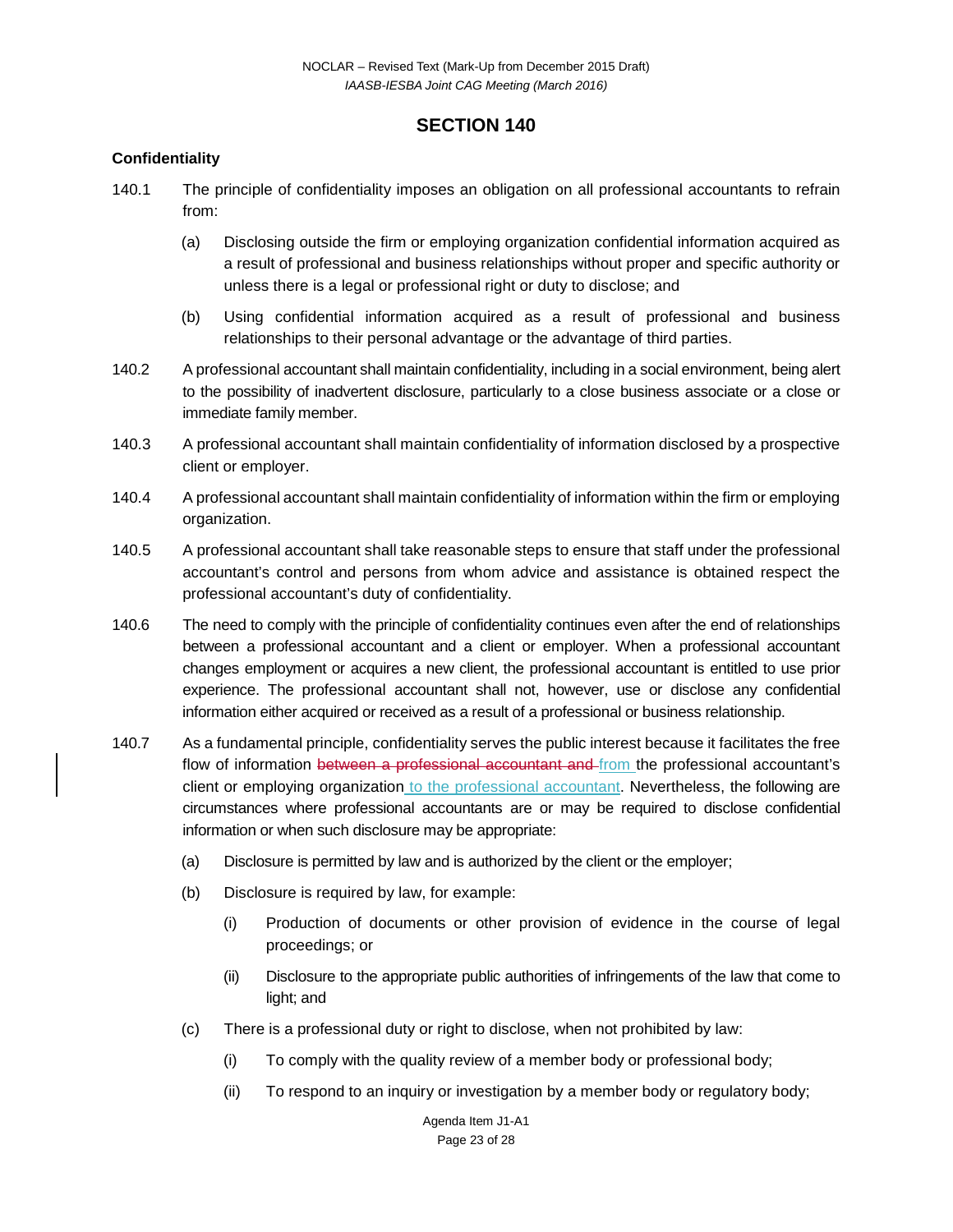# SECTION 140

**Confidentiality**

140.1 The principle of confidentiality imposes an obligation on all professional accountants to refrain from:

(a) Disclosing outside the firm or employing organization confidential information acquired as a result of professional and business relationships without proper and specific authority or unless there is a legal or professional right or duty to disclose; and

(b) Using confidential information acquired as a result of professional and business relationships to their personal advantage or the advantage of third parties.

140.2 A professional accountant shall maintain confidentiality, including in a social environment, being alert to the possibility of inadvertent disclosure, particularly to a close business associate or a close or immediate family member.

140.3 A professional accountant shall maintain confidentiality of information disclosed by a prospective client or employer.

140.4 A professional accountant shall maintain confidentiality of information within the firm or employing organization.

140.5 A professional accountant shall take reasonable steps to ensure that staff under the professional accountant's control and persons from whom advice and assistance is obtained respect the professional accountant's duty of confidentiality.

140.6 The need to comply with the principle of confidentiality continues even after the end of relationships between a professional accountant and a client or employer. When a professional accountant changes employment or acquires a new client, the professional accountant is entitled to use prior experience. The professional accountant shall not, however, use or disclose any confidential information either acquired or received as a result of a professional or business relationship.

140.7 As a fundamental principle, confidentiality serves the public interest because it facilitates the free flow of information ~~between a professional accountant and~~ from the professional accountant's client or employing organization to the professional accountant. Nevertheless, the following are circumstances where professional accountants are or may be required to disclose confidential information or when such disclosure may be appropriate:

(a) Disclosure is permitted by law and is authorized by the client or the employer;

(b) Disclosure is required by law, for example:

(i) Production of documents or other provision of evidence in the course of legal proceedings; or

(ii) Disclosure to the appropriate public authorities of infringements of the law that come to light; and

(c) There is a professional duty or right to disclose, when not prohibited by law:

(i) To comply with the quality review of a member body or professional body;

(ii) To respond to an inquiry or investigation by a member body or regulatory body;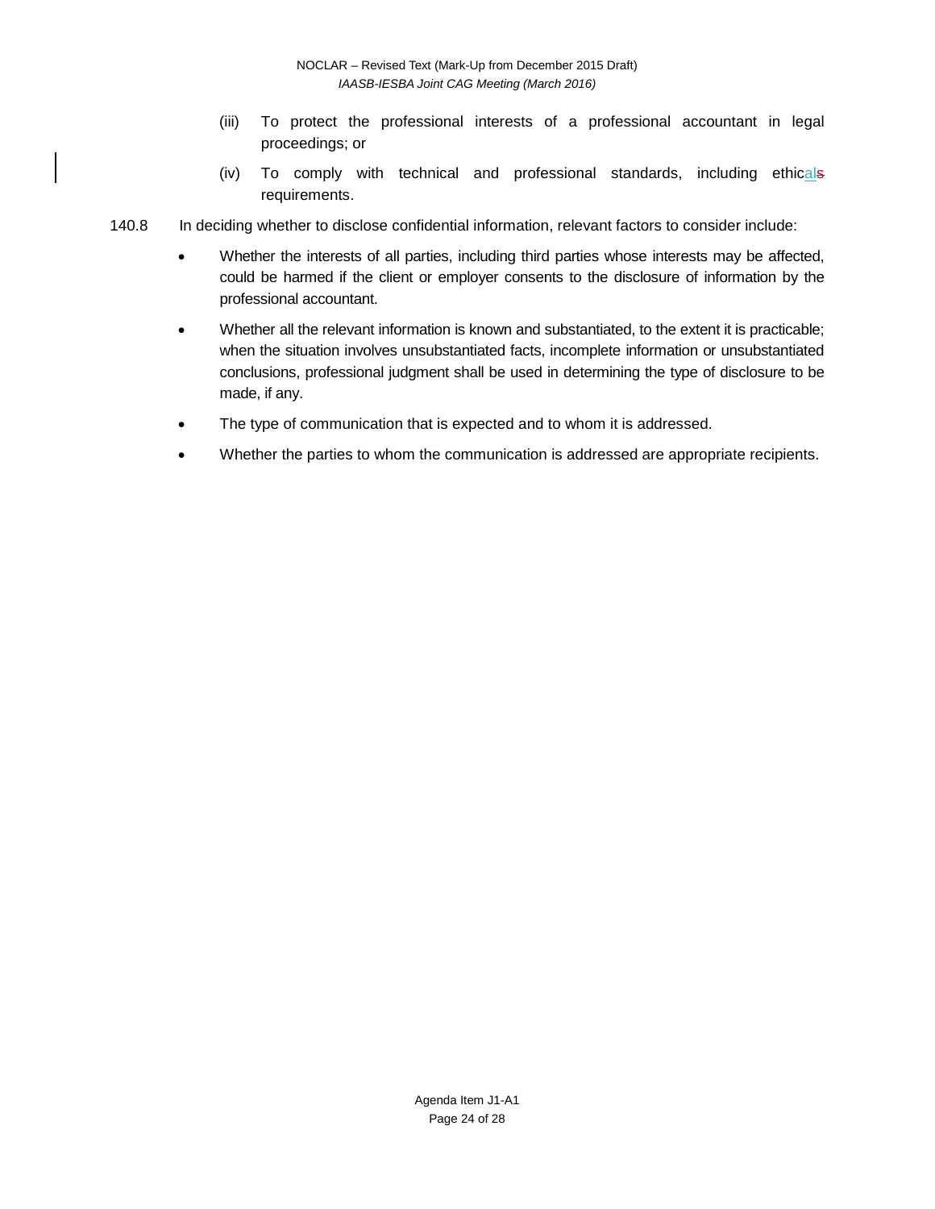(iii) To protect the professional interests of a professional accountant in legal proceedings; or

(iv) To comply with technical and professional standards, including ethicals requirements.

140.8 In deciding whether to disclose confidential information, relevant factors to consider include:

- Whether the interests of all parties, including third parties whose interests may be affected, could be harmed if the client or employer consents to the disclosure of information by the professional accountant.
- Whether all the relevant information is known and substantiated, to the extent it is practicable; when the situation involves unsubstantiated facts, incomplete information or unsubstantiated conclusions, professional judgment shall be used in determining the type of disclosure to be made, if any.
- The type of communication that is expected and to whom it is addressed.
- Whether the parties to whom the communication is addressed are appropriate recipients.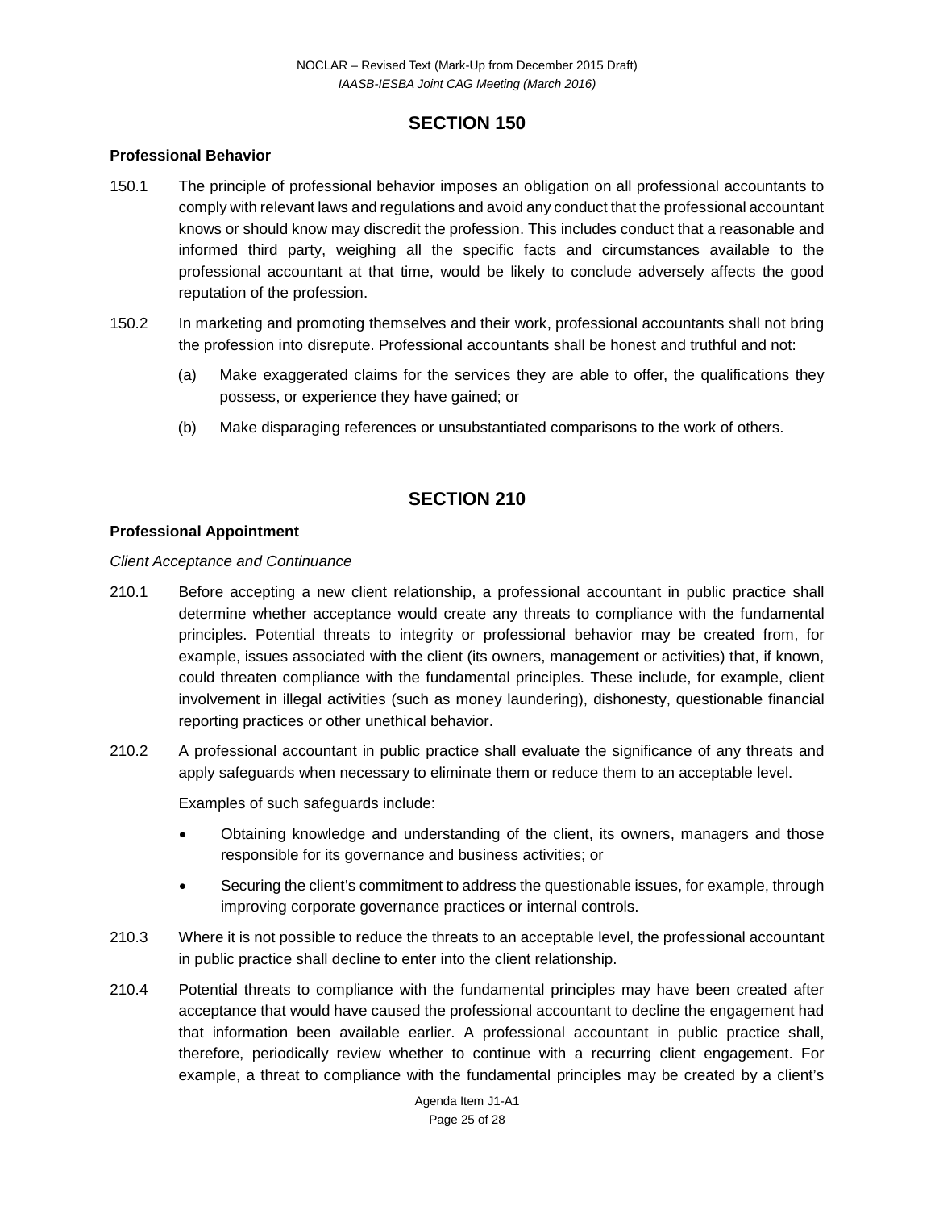## SECTION 150

### Professional Behavior

150.1 The principle of professional behavior imposes an obligation on all professional accountants to comply with relevant laws and regulations and avoid any conduct that the professional accountant knows or should know may discredit the profession. This includes conduct that a reasonable and informed third party, weighing all the specific facts and circumstances available to the professional accountant at that time, would be likely to conclude adversely affects the good reputation of the profession.

150.2 In marketing and promoting themselves and their work, professional accountants shall not bring the profession into disrepute. Professional accountants shall be honest and truthful and not:

(a) Make exaggerated claims for the services they are able to offer, the qualifications they possess, or experience they have gained; or

(b) Make disparaging references or unsubstantiated comparisons to the work of others.

## SECTION 210

### Professional Appointment

*Client Acceptance and Continuance*

210.1 Before accepting a new client relationship, a professional accountant in public practice shall determine whether acceptance would create any threats to compliance with the fundamental principles. Potential threats to integrity or professional behavior may be created from, for example, issues associated with the client (its owners, management or activities) that, if known, could threaten compliance with the fundamental principles. These include, for example, client involvement in illegal activities (such as money laundering), dishonesty, questionable financial reporting practices or other unethical behavior.

210.2 A professional accountant in public practice shall evaluate the significance of any threats and apply safeguards when necessary to eliminate them or reduce them to an acceptable level.

Examples of such safeguards include:

- Obtaining knowledge and understanding of the client, its owners, managers and those responsible for its governance and business activities; or
- Securing the client's commitment to address the questionable issues, for example, through improving corporate governance practices or internal controls.

210.3 Where it is not possible to reduce the threats to an acceptable level, the professional accountant in public practice shall decline to enter into the client relationship.

210.4 Potential threats to compliance with the fundamental principles may have been created after acceptance that would have caused the professional accountant to decline the engagement had that information been available earlier. A professional accountant in public practice shall, therefore, periodically review whether to continue with a recurring client engagement. For example, a threat to compliance with the fundamental principles may be created by a client's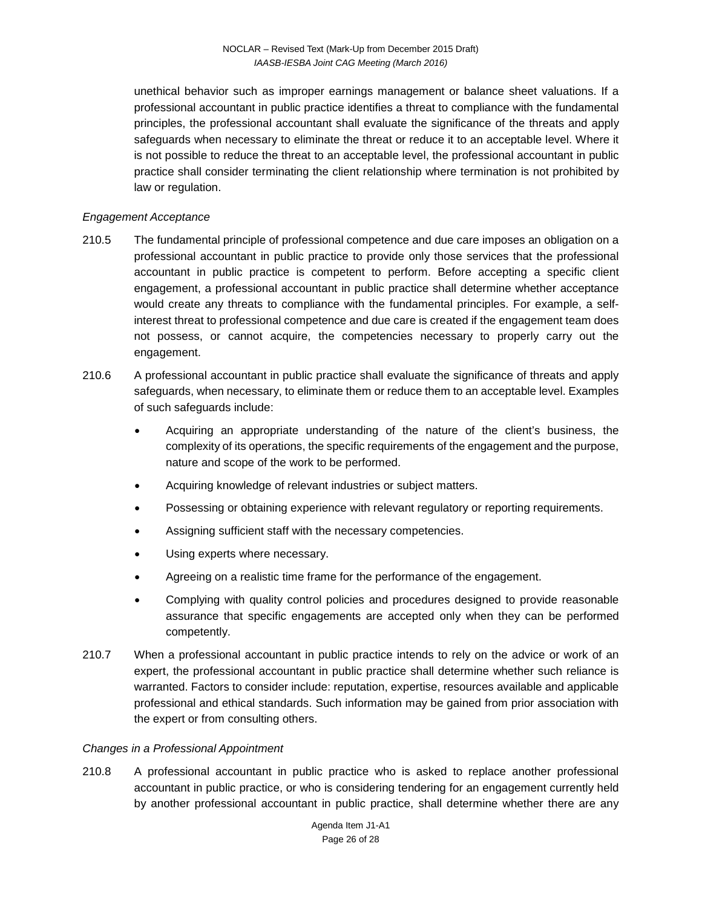unethical behavior such as improper earnings management or balance sheet valuations. If a professional accountant in public practice identifies a threat to compliance with the fundamental principles, the professional accountant shall evaluate the significance of the threats and apply safeguards when necessary to eliminate the threat or reduce it to an acceptable level. Where it is not possible to reduce the threat to an acceptable level, the professional accountant in public practice shall consider terminating the client relationship where termination is not prohibited by law or regulation.

*Engagement Acceptance*

210.5 The fundamental principle of professional competence and due care imposes an obligation on a professional accountant in public practice to provide only those services that the professional accountant in public practice is competent to perform. Before accepting a specific client engagement, a professional accountant in public practice shall determine whether acceptance would create any threats to compliance with the fundamental principles. For example, a self-interest threat to professional competence and due care is created if the engagement team does not possess, or cannot acquire, the competencies necessary to properly carry out the engagement.

210.6 A professional accountant in public practice shall evaluate the significance of threats and apply safeguards, when necessary, to eliminate them or reduce them to an acceptable level. Examples of such safeguards include:

- Acquiring an appropriate understanding of the nature of the client's business, the complexity of its operations, the specific requirements of the engagement and the purpose, nature and scope of the work to be performed.
- Acquiring knowledge of relevant industries or subject matters.
- Possessing or obtaining experience with relevant regulatory or reporting requirements.
- Assigning sufficient staff with the necessary competencies.
- Using experts where necessary.
- Agreeing on a realistic time frame for the performance of the engagement.
- Complying with quality control policies and procedures designed to provide reasonable assurance that specific engagements are accepted only when they can be performed competently.

210.7 When a professional accountant in public practice intends to rely on the advice or work of an expert, the professional accountant in public practice shall determine whether such reliance is warranted. Factors to consider include: reputation, expertise, resources available and applicable professional and ethical standards. Such information may be gained from prior association with the expert or from consulting others.

*Changes in a Professional Appointment*

210.8 A professional accountant in public practice who is asked to replace another professional accountant in public practice, or who is considering tendering for an engagement currently held by another professional accountant in public practice, shall determine whether there are any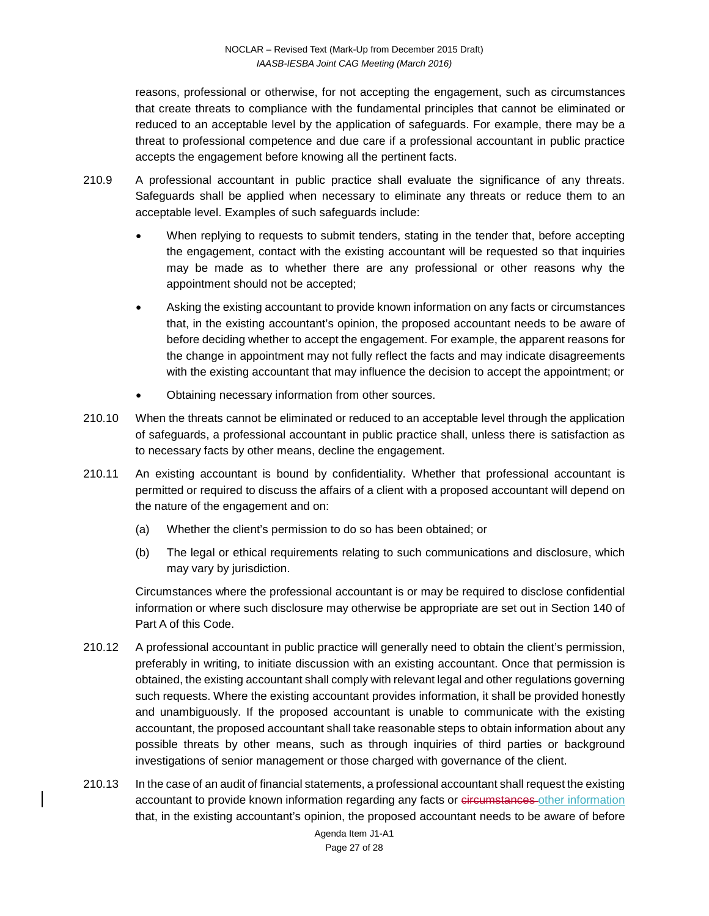reasons, professional or otherwise, for not accepting the engagement, such as circumstances that create threats to compliance with the fundamental principles that cannot be eliminated or reduced to an acceptable level by the application of safeguards. For example, there may be a threat to professional competence and due care if a professional accountant in public practice accepts the engagement before knowing all the pertinent facts.

210.9 A professional accountant in public practice shall evaluate the significance of any threats. Safeguards shall be applied when necessary to eliminate any threats or reduce them to an acceptable level. Examples of such safeguards include:

- When replying to requests to submit tenders, stating in the tender that, before accepting the engagement, contact with the existing accountant will be requested so that inquiries may be made as to whether there are any professional or other reasons why the appointment should not be accepted;
- Asking the existing accountant to provide known information on any facts or circumstances that, in the existing accountant's opinion, the proposed accountant needs to be aware of before deciding whether to accept the engagement. For example, the apparent reasons for the change in appointment may not fully reflect the facts and may indicate disagreements with the existing accountant that may influence the decision to accept the appointment; or
- Obtaining necessary information from other sources.

210.10 When the threats cannot be eliminated or reduced to an acceptable level through the application of safeguards, a professional accountant in public practice shall, unless there is satisfaction as to necessary facts by other means, decline the engagement.

210.11 An existing accountant is bound by confidentiality. Whether that professional accountant is permitted or required to discuss the affairs of a client with a proposed accountant will depend on the nature of the engagement and on:

(a) Whether the client's permission to do so has been obtained; or

(b) The legal or ethical requirements relating to such communications and disclosure, which may vary by jurisdiction.

Circumstances where the professional accountant is or may be required to disclose confidential information or where such disclosure may otherwise be appropriate are set out in Section 140 of Part A of this Code.

210.12 A professional accountant in public practice will generally need to obtain the client's permission, preferably in writing, to initiate discussion with an existing accountant. Once that permission is obtained, the existing accountant shall comply with relevant legal and other regulations governing such requests. Where the existing accountant provides information, it shall be provided honestly and unambiguously. If the proposed accountant is unable to communicate with the existing accountant, the proposed accountant shall take reasonable steps to obtain information about any possible threats by other means, such as through inquiries of third parties or background investigations of senior management or those charged with governance of the client.

210.13 In the case of an audit of financial statements, a professional accountant shall request the existing accountant to provide known information regarding any facts or ~~circumstances~~ other information that, in the existing accountant's opinion, the proposed accountant needs to be aware of before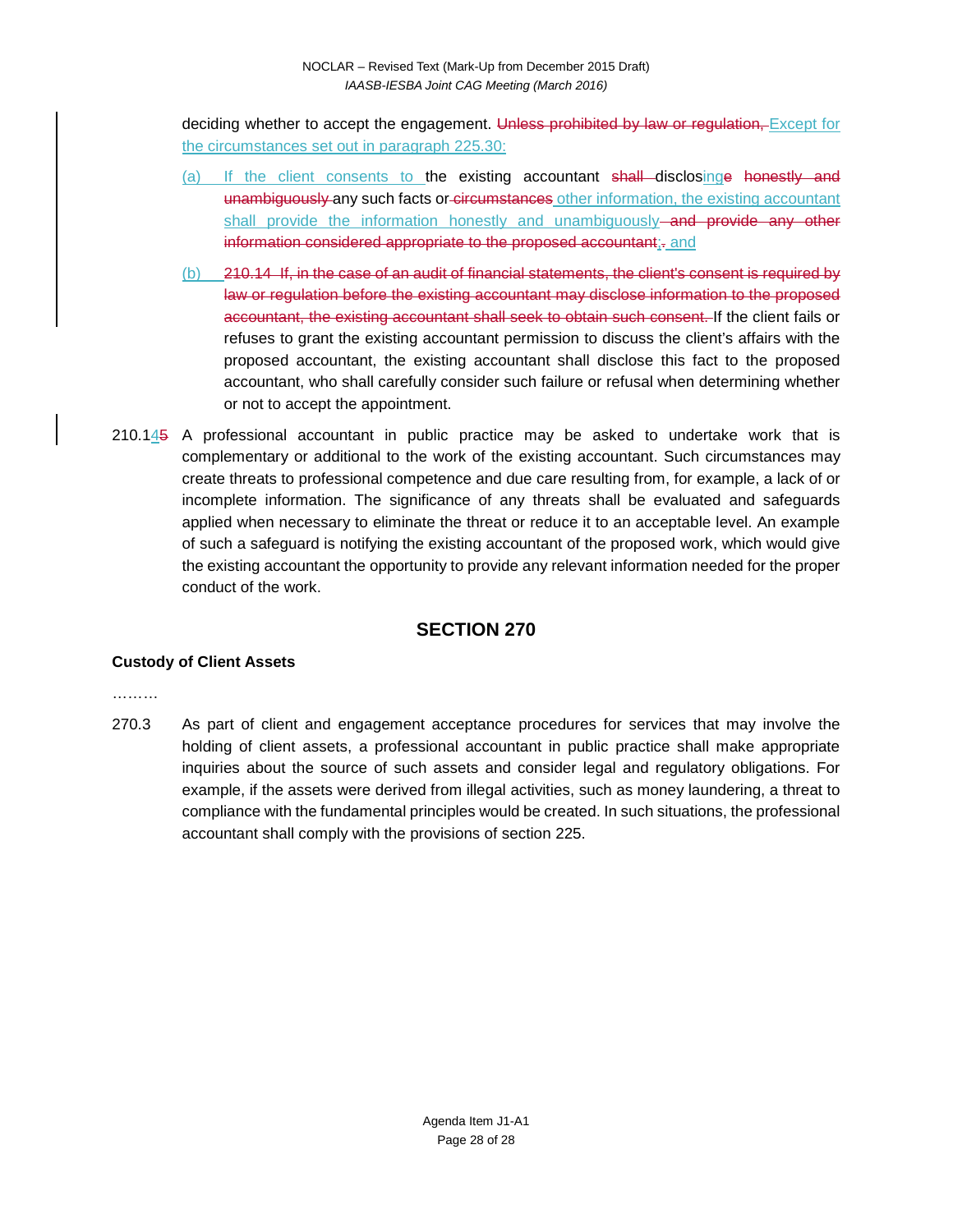deciding whether to accept the engagement. ~~Unless prohibited by law or regulation,~~ Except for the circumstances set out in paragraph 225.30:

(a) If the client consents to the existing accountant ~~shall~~ disclosinge ~~honestly and unambiguously~~ any such facts or ~~circumstances~~ other information, the existing accountant shall provide the information honestly and unambiguously ~~and provide any other information considered appropriate to the proposed accountant~~; and

(b) ~~210.14 If, in the case of an audit of financial statements, the client's consent is required by law or regulation before the existing accountant may disclose information to the proposed accountant, the existing accountant shall seek to obtain such consent.~~ If the client fails or refuses to grant the existing accountant permission to discuss the client's affairs with the proposed accountant, the existing accountant shall disclose this fact to the proposed accountant, who shall carefully consider such failure or refusal when determining whether or not to accept the appointment.

210.14~~5~~ A professional accountant in public practice may be asked to undertake work that is complementary or additional to the work of the existing accountant. Such circumstances may create threats to professional competence and due care resulting from, for example, a lack of or incomplete information. The significance of any threats shall be evaluated and safeguards applied when necessary to eliminate the threat or reduce it to an acceptable level. An example of such a safeguard is notifying the existing accountant of the proposed work, which would give the existing accountant the opportunity to provide any relevant information needed for the proper conduct of the work.

## SECTION 270

### Custody of Client Assets

………

270.3 As part of client and engagement acceptance procedures for services that may involve the holding of client assets, a professional accountant in public practice shall make appropriate inquiries about the source of such assets and consider legal and regulatory obligations. For example, if the assets were derived from illegal activities, such as money laundering, a threat to compliance with the fundamental principles would be created. In such situations, the professional accountant shall comply with the provisions of section 225.